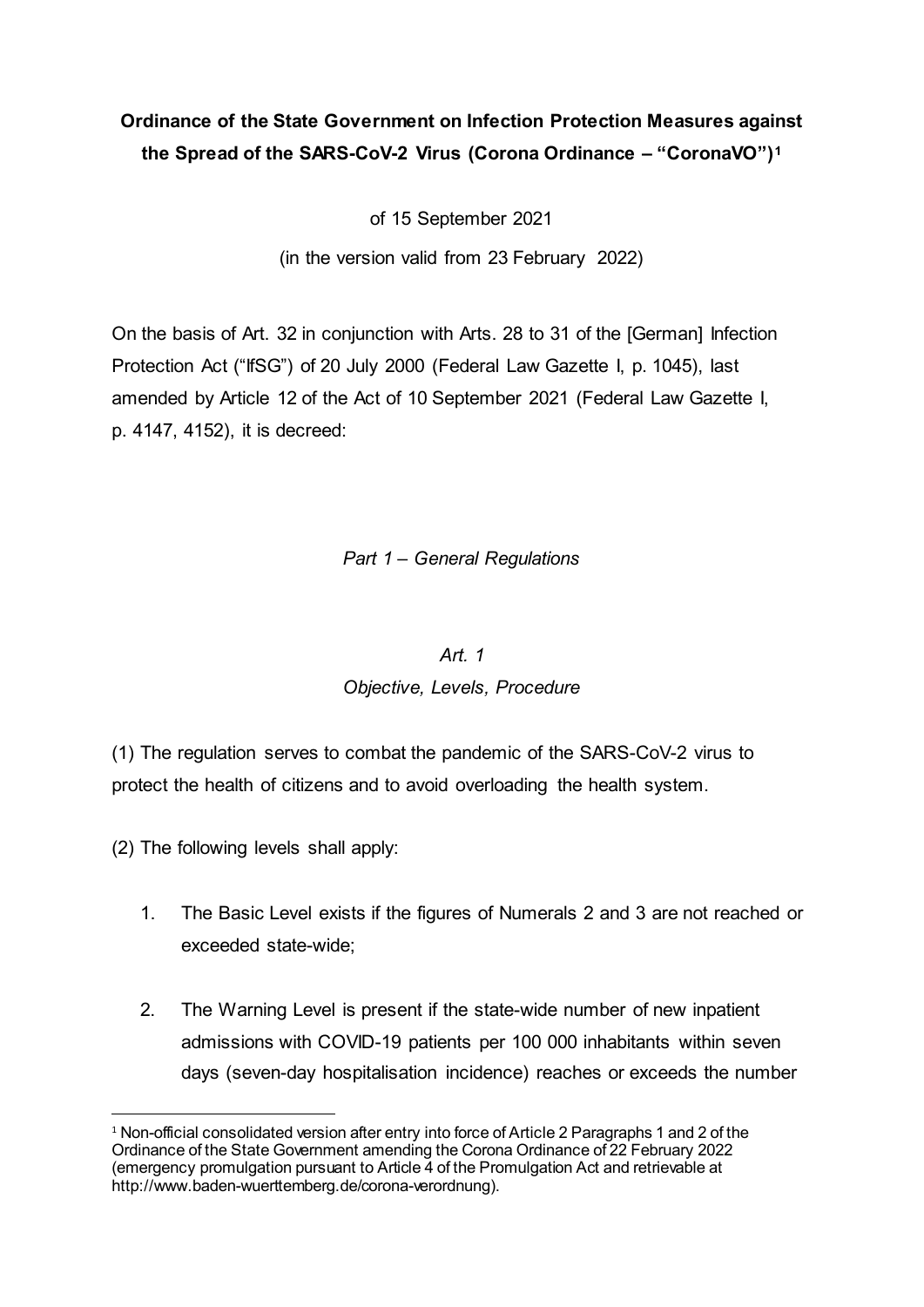# Ordinance of the State Government on Infection Protection Measures against the Spread of the SARS-CoV-2 Virus (Corona Ordinance – "CoronaVO")[1]

of 15 September 2021

(in the version valid from 23 February 2022)

On the basis of Art. 32 in conjunction with Arts. 28 to 31 of the [German] Infection Protection Act ("IfSG") of 20 July 2000 (Federal Law Gazette I, p. 1045), last amended by Article 12 of the Act of 10 September 2021 (Federal Law Gazette I, p. 4147, 4152), it is decreed:

## *Part 1 – General Regulations*

### *Art. 1*
### *Objective, Levels, Procedure*

(1) The regulation serves to combat the pandemic of the SARS-CoV-2 virus to protect the health of citizens and to avoid overloading the health system.

(2) The following levels shall apply:

1. The Basic Level exists if the figures of Numerals 2 and 3 are not reached or exceeded state-wide;

2. The Warning Level is present if the state-wide number of new inpatient admissions with COVID-19 patients per 100 000 inhabitants within seven days (seven-day hospitalisation incidence) reaches or exceeds the number

---

[1] Non-official consolidated version after entry into force of Article 2 Paragraphs 1 and 2 of the Ordinance of the State Government amending the Corona Ordinance of 22 February 2022 (emergency promulgation pursuant to Article 4 of the Promulgation Act and retrievable at http://www.baden-wuerttemberg.de/corona-verordnung).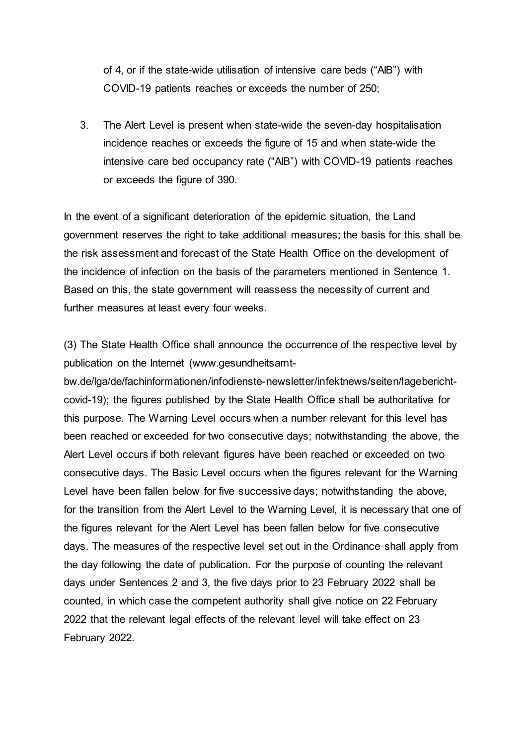of 4, or if the state-wide utilisation of intensive care beds ("AIB") with COVID-19 patients reaches or exceeds the number of 250;

3. The Alert Level is present when state-wide the seven-day hospitalisation incidence reaches or exceeds the figure of 15 and when state-wide the intensive care bed occupancy rate ("AIB") with COVID-19 patients reaches or exceeds the figure of 390.

In the event of a significant deterioration of the epidemic situation, the Land government reserves the right to take additional measures; the basis for this shall be the risk assessment and forecast of the State Health Office on the development of the incidence of infection on the basis of the parameters mentioned in Sentence 1. Based on this, the state government will reassess the necessity of current and further measures at least every four weeks.

(3) The State Health Office shall announce the occurrence of the respective level by publication on the Internet (www.gesundheitsamt-bw.de/lga/de/fachinformationen/infodienste-newsletter/infektnews/seiten/lagebericht-covid-19); the figures published by the State Health Office shall be authoritative for this purpose. The Warning Level occurs when a number relevant for this level has been reached or exceeded for two consecutive days; notwithstanding the above, the Alert Level occurs if both relevant figures have been reached or exceeded on two consecutive days. The Basic Level occurs when the figures relevant for the Warning Level have been fallen below for five successive days; notwithstanding the above, for the transition from the Alert Level to the Warning Level, it is necessary that one of the figures relevant for the Alert Level has been fallen below for five consecutive days. The measures of the respective level set out in the Ordinance shall apply from the day following the date of publication. For the purpose of counting the relevant days under Sentences 2 and 3, the five days prior to 23 February 2022 shall be counted, in which case the competent authority shall give notice on 22 February 2022 that the relevant legal effects of the relevant level will take effect on 23 February 2022.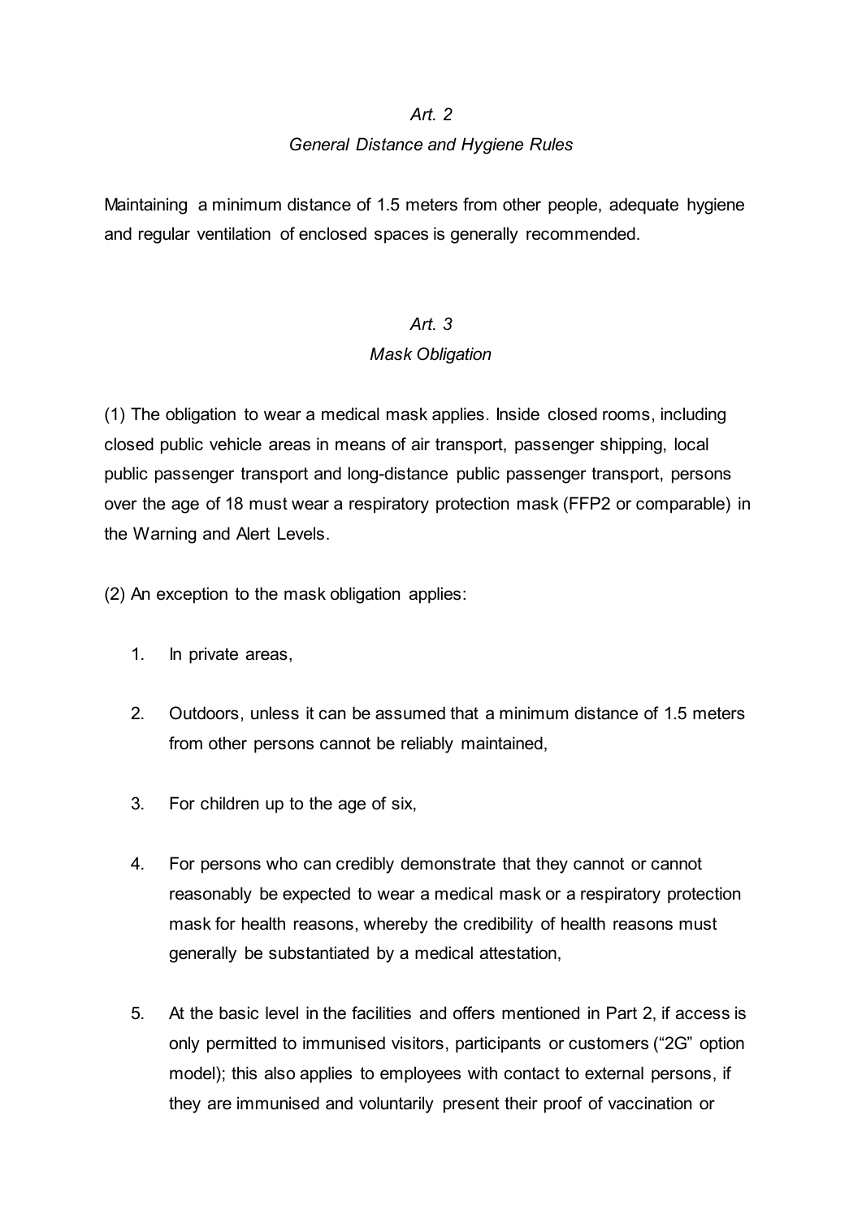*Art. 2*

*General Distance and Hygiene Rules*

Maintaining a minimum distance of 1.5 meters from other people, adequate hygiene and regular ventilation of enclosed spaces is generally recommended.

*Art. 3*

*Mask Obligation*

(1) The obligation to wear a medical mask applies. Inside closed rooms, including closed public vehicle areas in means of air transport, passenger shipping, local public passenger transport and long-distance public passenger transport, persons over the age of 18 must wear a respiratory protection mask (FFP2 or comparable) in the Warning and Alert Levels.

(2) An exception to the mask obligation applies:

1. In private areas,

2. Outdoors, unless it can be assumed that a minimum distance of 1.5 meters from other persons cannot be reliably maintained,

3. For children up to the age of six,

4. For persons who can credibly demonstrate that they cannot or cannot reasonably be expected to wear a medical mask or a respiratory protection mask for health reasons, whereby the credibility of health reasons must generally be substantiated by a medical attestation,

5. At the basic level in the facilities and offers mentioned in Part 2, if access is only permitted to immunised visitors, participants or customers (“2G” option model); this also applies to employees with contact to external persons, if they are immunised and voluntarily present their proof of vaccination or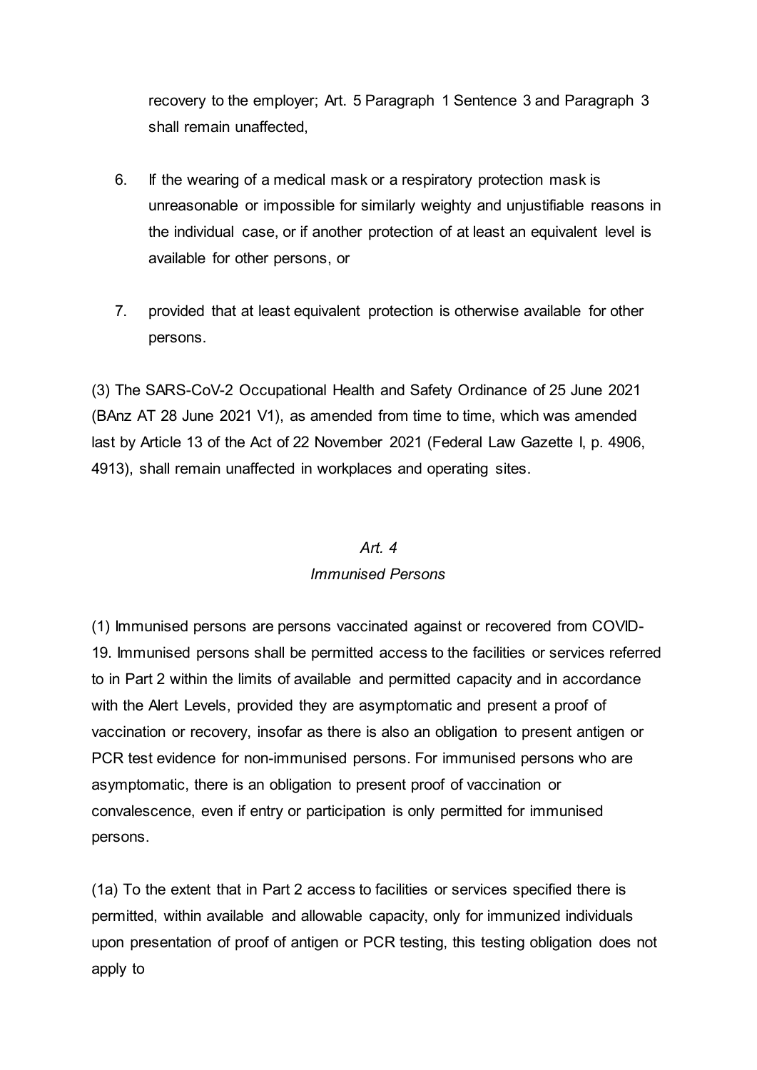recovery to the employer; Art. 5 Paragraph 1 Sentence 3 and Paragraph 3 shall remain unaffected,

6. If the wearing of a medical mask or a respiratory protection mask is unreasonable or impossible for similarly weighty and unjustifiable reasons in the individual case, or if another protection of at least an equivalent level is available for other persons, or

7. provided that at least equivalent protection is otherwise available for other persons.

(3) The SARS-CoV-2 Occupational Health and Safety Ordinance of 25 June 2021 (BAnz AT 28 June 2021 V1), as amended from time to time, which was amended last by Article 13 of the Act of 22 November 2021 (Federal Law Gazette I, p. 4906, 4913), shall remain unaffected in workplaces and operating sites.

### *Art. 4*
### *Immunised Persons*

(1) Immunised persons are persons vaccinated against or recovered from COVID-19. Immunised persons shall be permitted access to the facilities or services referred to in Part 2 within the limits of available and permitted capacity and in accordance with the Alert Levels, provided they are asymptomatic and present a proof of vaccination or recovery, insofar as there is also an obligation to present antigen or PCR test evidence for non-immunised persons. For immunised persons who are asymptomatic, there is an obligation to present proof of vaccination or convalescence, even if entry or participation is only permitted for immunised persons.

(1a) To the extent that in Part 2 access to facilities or services specified there is permitted, within available and allowable capacity, only for immunized individuals upon presentation of proof of antigen or PCR testing, this testing obligation does not apply to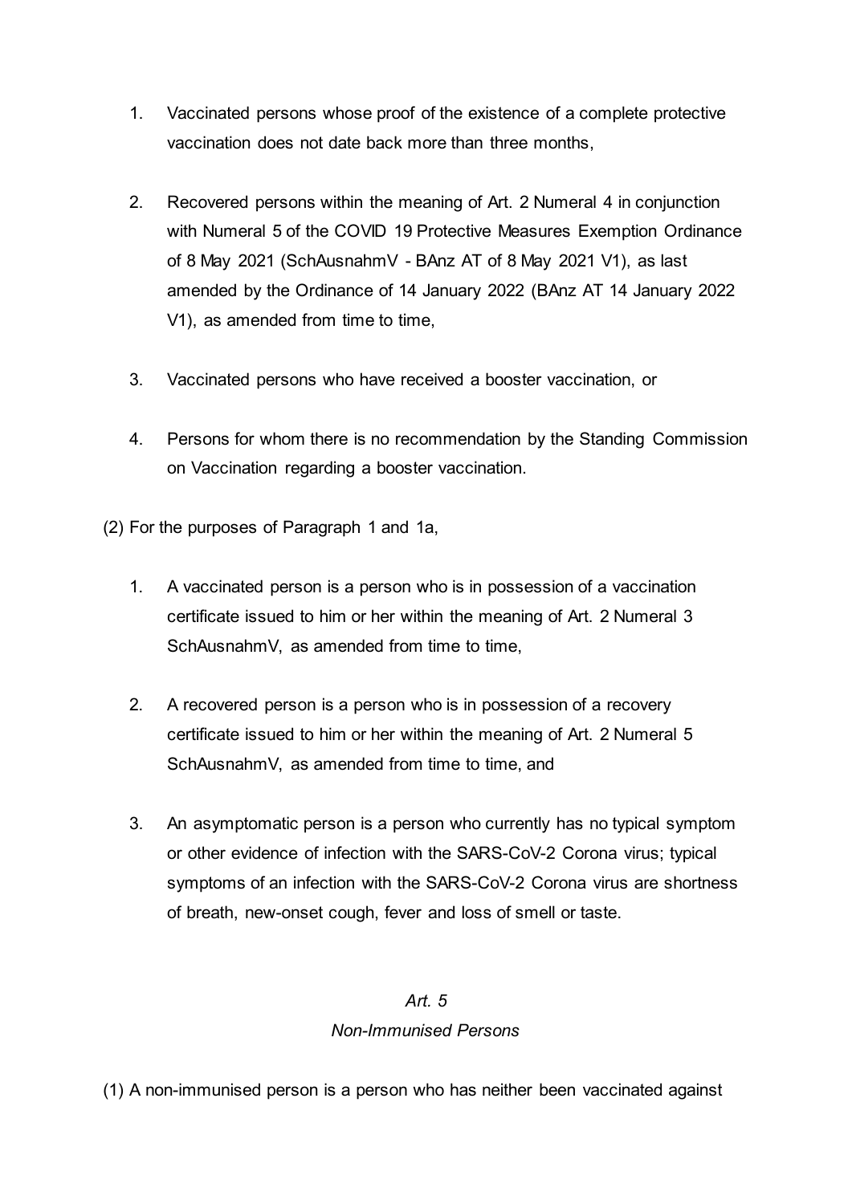1. Vaccinated persons whose proof of the existence of a complete protective vaccination does not date back more than three months,

2. Recovered persons within the meaning of Art. 2 Numeral 4 in conjunction with Numeral 5 of the COVID 19 Protective Measures Exemption Ordinance of 8 May 2021 (SchAusnahmV - BAnz AT of 8 May 2021 V1), as last amended by the Ordinance of 14 January 2022 (BAnz AT 14 January 2022 V1), as amended from time to time,

3. Vaccinated persons who have received a booster vaccination, or

4. Persons for whom there is no recommendation by the Standing Commission on Vaccination regarding a booster vaccination.

(2) For the purposes of Paragraph 1 and 1a,

1. A vaccinated person is a person who is in possession of a vaccination certificate issued to him or her within the meaning of Art. 2 Numeral 3 SchAusnahmV, as amended from time to time,

2. A recovered person is a person who is in possession of a recovery certificate issued to him or her within the meaning of Art. 2 Numeral 5 SchAusnahmV, as amended from time to time, and

3. An asymptomatic person is a person who currently has no typical symptom or other evidence of infection with the SARS-CoV-2 Corona virus; typical symptoms of an infection with the SARS-CoV-2 Corona virus are shortness of breath, new-onset cough, fever and loss of smell or taste.

### *Art. 5*
### *Non-Immunised Persons*

(1) A non-immunised person is a person who has neither been vaccinated against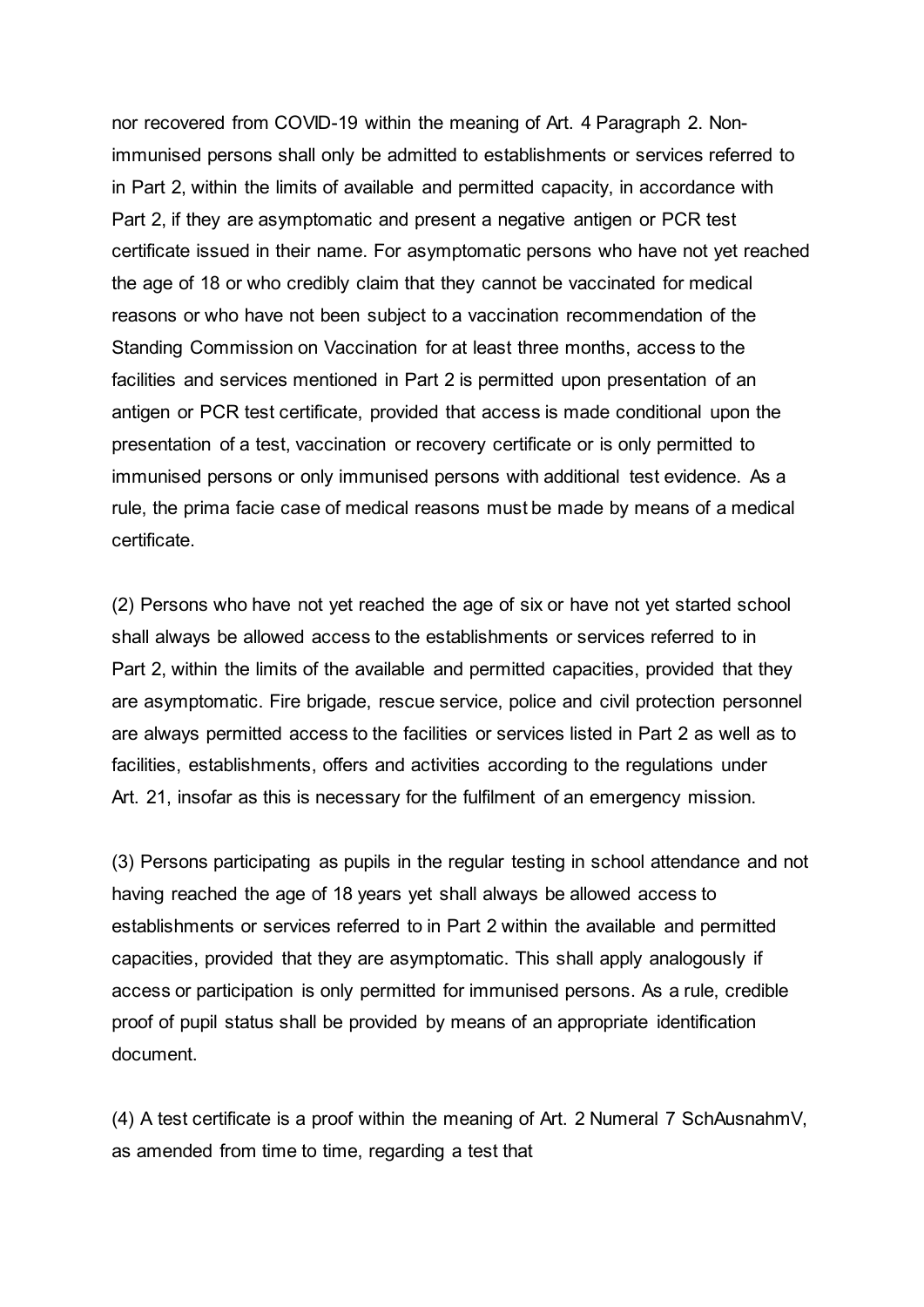nor recovered from COVID-19 within the meaning of Art. 4 Paragraph 2. Non-immunised persons shall only be admitted to establishments or services referred to in Part 2, within the limits of available and permitted capacity, in accordance with Part 2, if they are asymptomatic and present a negative antigen or PCR test certificate issued in their name. For asymptomatic persons who have not yet reached the age of 18 or who credibly claim that they cannot be vaccinated for medical reasons or who have not been subject to a vaccination recommendation of the Standing Commission on Vaccination for at least three months, access to the facilities and services mentioned in Part 2 is permitted upon presentation of an antigen or PCR test certificate, provided that access is made conditional upon the presentation of a test, vaccination or recovery certificate or is only permitted to immunised persons or only immunised persons with additional test evidence. As a rule, the prima facie case of medical reasons must be made by means of a medical certificate.

(2) Persons who have not yet reached the age of six or have not yet started school shall always be allowed access to the establishments or services referred to in Part 2, within the limits of the available and permitted capacities, provided that they are asymptomatic. Fire brigade, rescue service, police and civil protection personnel are always permitted access to the facilities or services listed in Part 2 as well as to facilities, establishments, offers and activities according to the regulations under Art. 21, insofar as this is necessary for the fulfilment of an emergency mission.

(3) Persons participating as pupils in the regular testing in school attendance and not having reached the age of 18 years yet shall always be allowed access to establishments or services referred to in Part 2 within the available and permitted capacities, provided that they are asymptomatic. This shall apply analogously if access or participation is only permitted for immunised persons. As a rule, credible proof of pupil status shall be provided by means of an appropriate identification document.

(4) A test certificate is a proof within the meaning of Art. 2 Numeral 7 SchAusnahmV, as amended from time to time, regarding a test that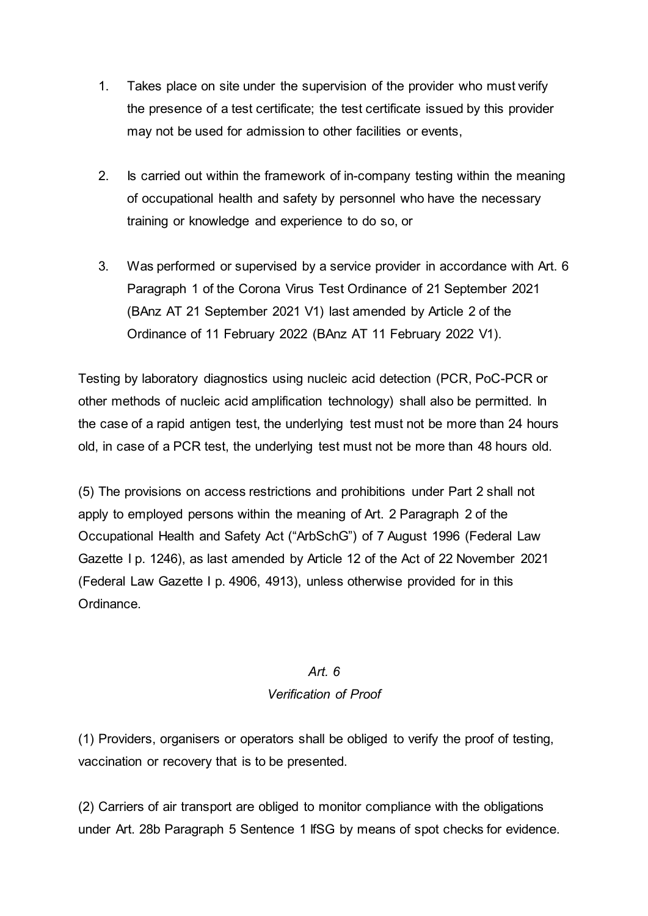1. Takes place on site under the supervision of the provider who must verify the presence of a test certificate; the test certificate issued by this provider may not be used for admission to other facilities or events,

2. Is carried out within the framework of in-company testing within the meaning of occupational health and safety by personnel who have the necessary training or knowledge and experience to do so, or

3. Was performed or supervised by a service provider in accordance with Art. 6 Paragraph 1 of the Corona Virus Test Ordinance of 21 September 2021 (BAnz AT 21 September 2021 V1) last amended by Article 2 of the Ordinance of 11 February 2022 (BAnz AT 11 February 2022 V1).

Testing by laboratory diagnostics using nucleic acid detection (PCR, PoC-PCR or other methods of nucleic acid amplification technology) shall also be permitted. In the case of a rapid antigen test, the underlying test must not be more than 24 hours old, in case of a PCR test, the underlying test must not be more than 48 hours old.

(5) The provisions on access restrictions and prohibitions under Part 2 shall not apply to employed persons within the meaning of Art. 2 Paragraph 2 of the Occupational Health and Safety Act ("ArbSchG") of 7 August 1996 (Federal Law Gazette I p. 1246), as last amended by Article 12 of the Act of 22 November 2021 (Federal Law Gazette I p. 4906, 4913), unless otherwise provided for in this Ordinance.

### *Art. 6*
### *Verification of Proof*

(1) Providers, organisers or operators shall be obliged to verify the proof of testing, vaccination or recovery that is to be presented.

(2) Carriers of air transport are obliged to monitor compliance with the obligations under Art. 28b Paragraph 5 Sentence 1 IfSG by means of spot checks for evidence.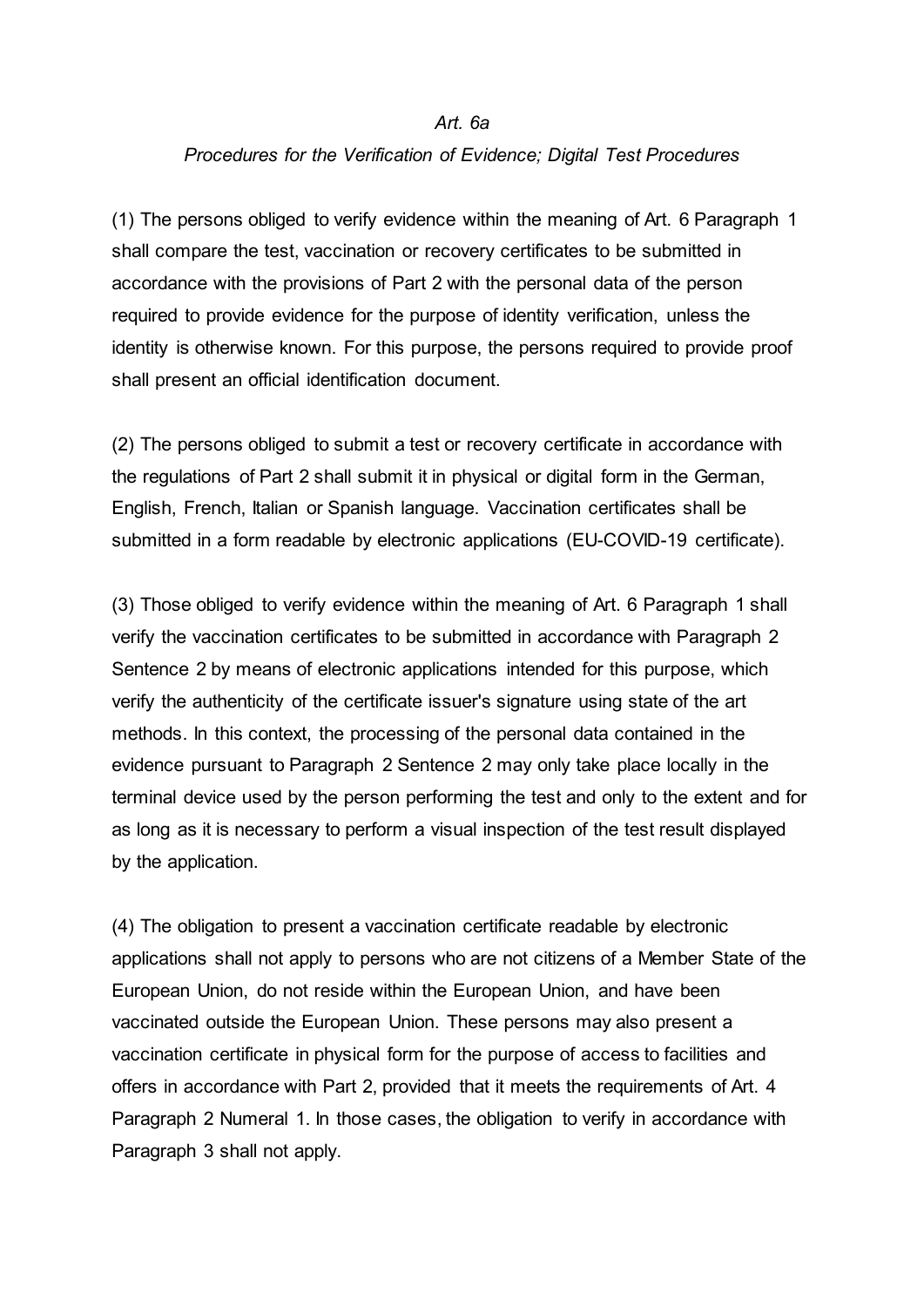*Art. 6a*

*Procedures for the Verification of Evidence; Digital Test Procedures*

(1) The persons obliged to verify evidence within the meaning of Art. 6 Paragraph 1 shall compare the test, vaccination or recovery certificates to be submitted in accordance with the provisions of Part 2 with the personal data of the person required to provide evidence for the purpose of identity verification, unless the identity is otherwise known. For this purpose, the persons required to provide proof shall present an official identification document.

(2) The persons obliged to submit a test or recovery certificate in accordance with the regulations of Part 2 shall submit it in physical or digital form in the German, English, French, Italian or Spanish language. Vaccination certificates shall be submitted in a form readable by electronic applications (EU-COVID-19 certificate).

(3) Those obliged to verify evidence within the meaning of Art. 6 Paragraph 1 shall verify the vaccination certificates to be submitted in accordance with Paragraph 2 Sentence 2 by means of electronic applications intended for this purpose, which verify the authenticity of the certificate issuer's signature using state of the art methods. In this context, the processing of the personal data contained in the evidence pursuant to Paragraph 2 Sentence 2 may only take place locally in the terminal device used by the person performing the test and only to the extent and for as long as it is necessary to perform a visual inspection of the test result displayed by the application.

(4) The obligation to present a vaccination certificate readable by electronic applications shall not apply to persons who are not citizens of a Member State of the European Union, do not reside within the European Union, and have been vaccinated outside the European Union. These persons may also present a vaccination certificate in physical form for the purpose of access to facilities and offers in accordance with Part 2, provided that it meets the requirements of Art. 4 Paragraph 2 Numeral 1. In those cases, the obligation to verify in accordance with Paragraph 3 shall not apply.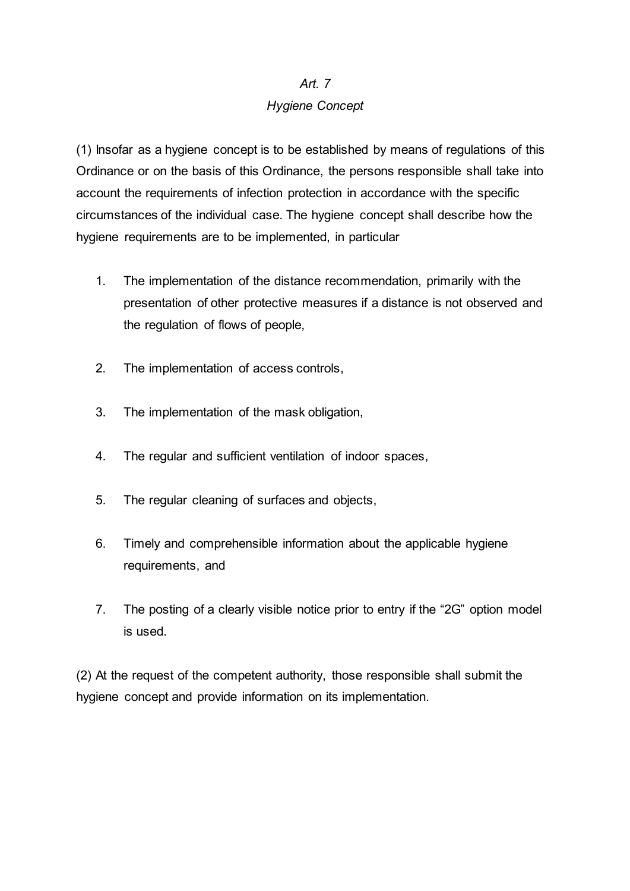## *Art. 7*
## *Hygiene Concept*

(1) Insofar as a hygiene concept is to be established by means of regulations of this Ordinance or on the basis of this Ordinance, the persons responsible shall take into account the requirements of infection protection in accordance with the specific circumstances of the individual case. The hygiene concept shall describe how the hygiene requirements are to be implemented, in particular

1. The implementation of the distance recommendation, primarily with the presentation of other protective measures if a distance is not observed and the regulation of flows of people,
2. The implementation of access controls,
3. The implementation of the mask obligation,
4. The regular and sufficient ventilation of indoor spaces,
5. The regular cleaning of surfaces and objects,
6. Timely and comprehensible information about the applicable hygiene requirements, and
7. The posting of a clearly visible notice prior to entry if the “2G” option model is used.

(2) At the request of the competent authority, those responsible shall submit the hygiene concept and provide information on its implementation.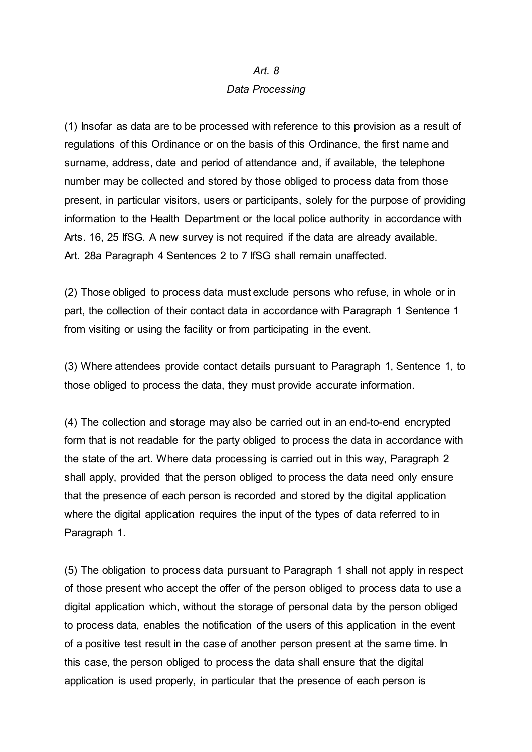*Art. 8*

*Data Processing*

(1) Insofar as data are to be processed with reference to this provision as a result of regulations of this Ordinance or on the basis of this Ordinance, the first name and surname, address, date and period of attendance and, if available, the telephone number may be collected and stored by those obliged to process data from those present, in particular visitors, users or participants, solely for the purpose of providing information to the Health Department or the local police authority in accordance with Arts. 16, 25 IfSG. A new survey is not required if the data are already available. Art. 28a Paragraph 4 Sentences 2 to 7 IfSG shall remain unaffected.

(2) Those obliged to process data must exclude persons who refuse, in whole or in part, the collection of their contact data in accordance with Paragraph 1 Sentence 1 from visiting or using the facility or from participating in the event.

(3) Where attendees provide contact details pursuant to Paragraph 1, Sentence 1, to those obliged to process the data, they must provide accurate information.

(4) The collection and storage may also be carried out in an end-to-end encrypted form that is not readable for the party obliged to process the data in accordance with the state of the art. Where data processing is carried out in this way, Paragraph 2 shall apply, provided that the person obliged to process the data need only ensure that the presence of each person is recorded and stored by the digital application where the digital application requires the input of the types of data referred to in Paragraph 1.

(5) The obligation to process data pursuant to Paragraph 1 shall not apply in respect of those present who accept the offer of the person obliged to process data to use a digital application which, without the storage of personal data by the person obliged to process data, enables the notification of the users of this application in the event of a positive test result in the case of another person present at the same time. In this case, the person obliged to process the data shall ensure that the digital application is used properly, in particular that the presence of each person is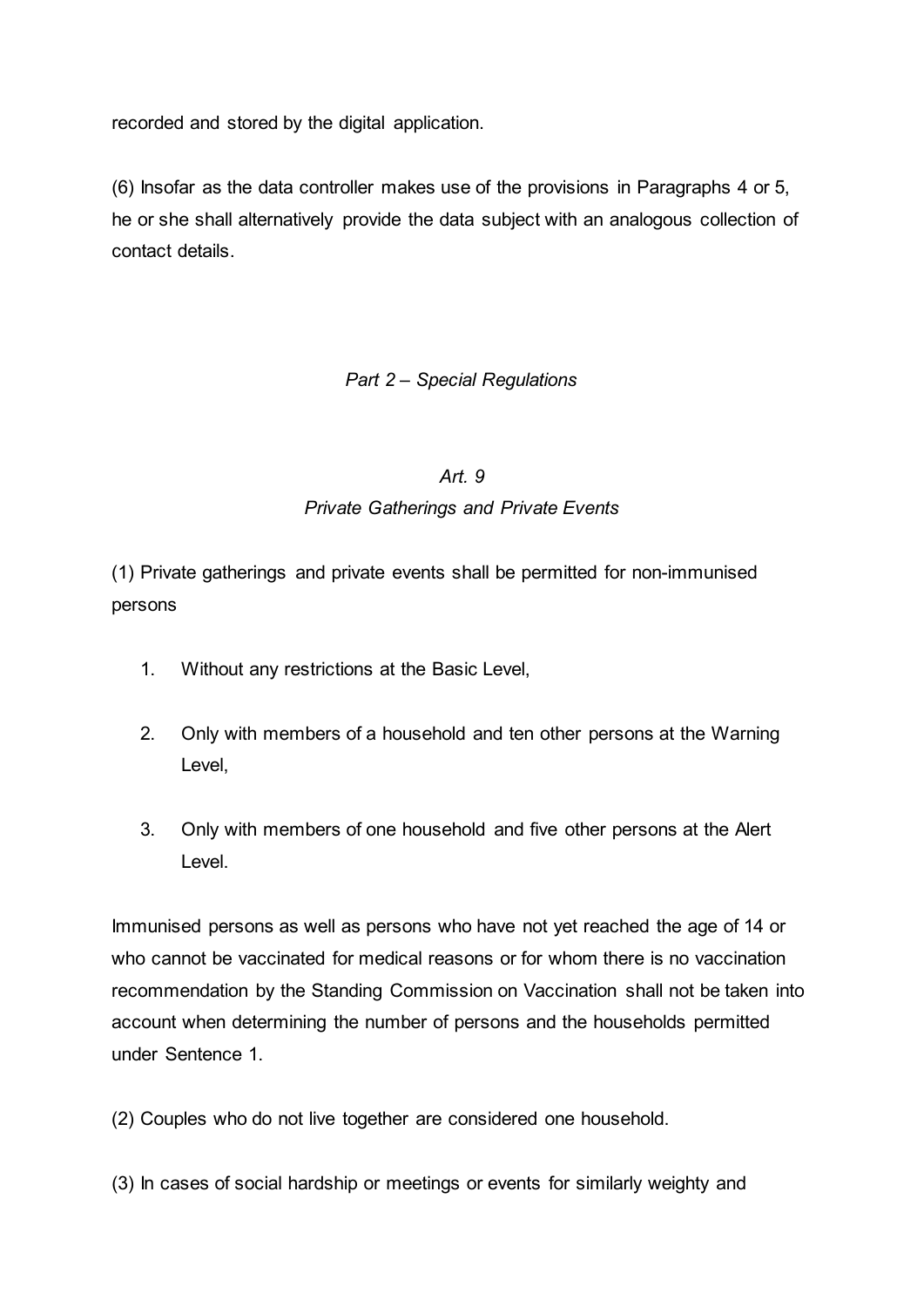recorded and stored by the digital application.

(6) Insofar as the data controller makes use of the provisions in Paragraphs 4 or 5, he or she shall alternatively provide the data subject with an analogous collection of contact details.

## *Part 2 – Special Regulations*

### *Art. 9*
### *Private Gatherings and Private Events*

(1) Private gatherings and private events shall be permitted for non-immunised persons

1. Without any restrictions at the Basic Level,
2. Only with members of a household and ten other persons at the Warning Level,
3. Only with members of one household and five other persons at the Alert Level.

Immunised persons as well as persons who have not yet reached the age of 14 or who cannot be vaccinated for medical reasons or for whom there is no vaccination recommendation by the Standing Commission on Vaccination shall not be taken into account when determining the number of persons and the households permitted under Sentence 1.

(2) Couples who do not live together are considered one household.

(3) In cases of social hardship or meetings or events for similarly weighty and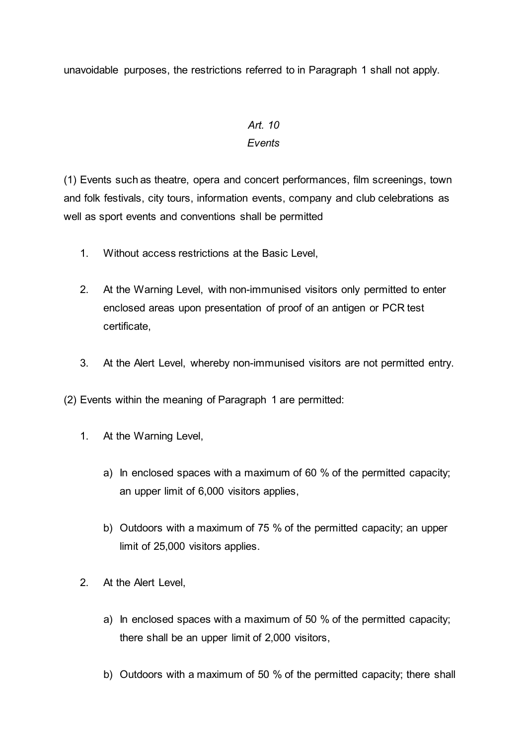unavoidable purposes, the restrictions referred to in Paragraph 1 shall not apply.

### *Art. 10*
### *Events*

(1) Events such as theatre, opera and concert performances, film screenings, town and folk festivals, city tours, information events, company and club celebrations as well as sport events and conventions shall be permitted

1. Without access restrictions at the Basic Level,
2. At the Warning Level, with non-immunised visitors only permitted to enter enclosed areas upon presentation of proof of an antigen or PCR test certificate,
3. At the Alert Level, whereby non-immunised visitors are not permitted entry.

(2) Events within the meaning of Paragraph 1 are permitted:

1. At the Warning Level,
   a) In enclosed spaces with a maximum of 60 % of the permitted capacity; an upper limit of 6,000 visitors applies,
   b) Outdoors with a maximum of 75 % of the permitted capacity; an upper limit of 25,000 visitors applies.
2. At the Alert Level,
   a) In enclosed spaces with a maximum of 50 % of the permitted capacity; there shall be an upper limit of 2,000 visitors,
   b) Outdoors with a maximum of 50 % of the permitted capacity; there shall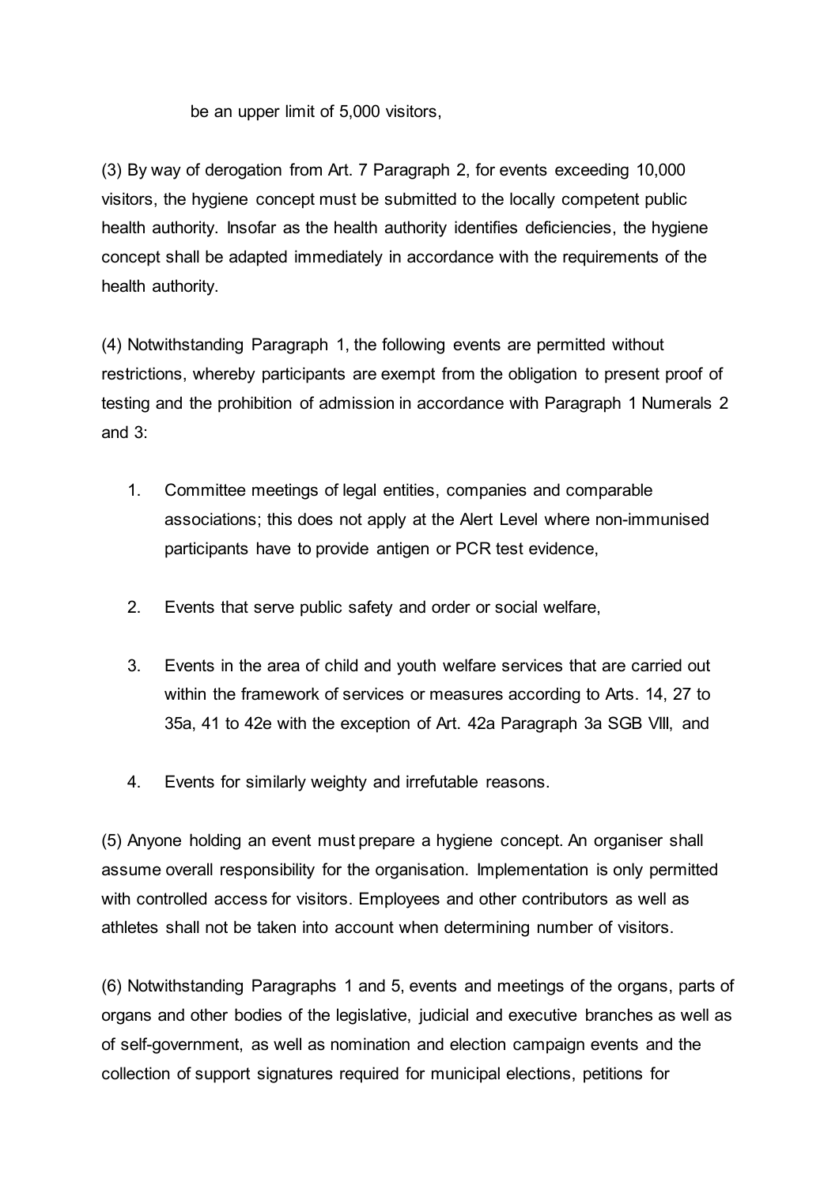be an upper limit of 5,000 visitors,

(3) By way of derogation from Art. 7 Paragraph 2, for events exceeding 10,000 visitors, the hygiene concept must be submitted to the locally competent public health authority. Insofar as the health authority identifies deficiencies, the hygiene concept shall be adapted immediately in accordance with the requirements of the health authority.

(4) Notwithstanding Paragraph 1, the following events are permitted without restrictions, whereby participants are exempt from the obligation to present proof of testing and the prohibition of admission in accordance with Paragraph 1 Numerals 2 and 3:

1. Committee meetings of legal entities, companies and comparable associations; this does not apply at the Alert Level where non-immunised participants have to provide antigen or PCR test evidence,

2. Events that serve public safety and order or social welfare,

3. Events in the area of child and youth welfare services that are carried out within the framework of services or measures according to Arts. 14, 27 to 35a, 41 to 42e with the exception of Art. 42a Paragraph 3a SGB VIII, and

4. Events for similarly weighty and irrefutable reasons.

(5) Anyone holding an event must prepare a hygiene concept. An organiser shall assume overall responsibility for the organisation. Implementation is only permitted with controlled access for visitors. Employees and other contributors as well as athletes shall not be taken into account when determining number of visitors.

(6) Notwithstanding Paragraphs 1 and 5, events and meetings of the organs, parts of organs and other bodies of the legislative, judicial and executive branches as well as of self-government, as well as nomination and election campaign events and the collection of support signatures required for municipal elections, petitions for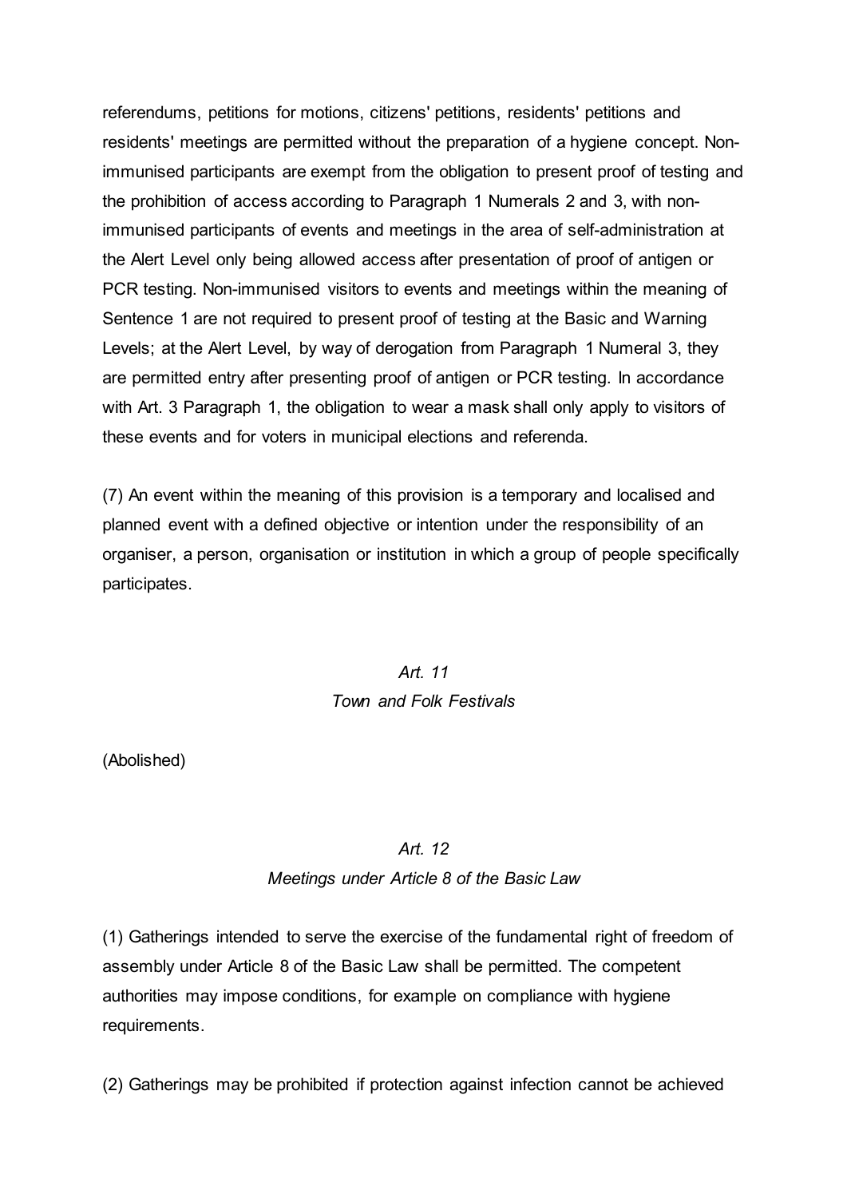referendums, petitions for motions, citizens' petitions, residents' petitions and residents' meetings are permitted without the preparation of a hygiene concept. Non-immunised participants are exempt from the obligation to present proof of testing and the prohibition of access according to Paragraph 1 Numerals 2 and 3, with non-immunised participants of events and meetings in the area of self-administration at the Alert Level only being allowed access after presentation of proof of antigen or PCR testing. Non-immunised visitors to events and meetings within the meaning of Sentence 1 are not required to present proof of testing at the Basic and Warning Levels; at the Alert Level, by way of derogation from Paragraph 1 Numeral 3, they are permitted entry after presenting proof of antigen or PCR testing. In accordance with Art. 3 Paragraph 1, the obligation to wear a mask shall only apply to visitors of these events and for voters in municipal elections and referenda.

(7) An event within the meaning of this provision is a temporary and localised and planned event with a defined objective or intention under the responsibility of an organiser, a person, organisation or institution in which a group of people specifically participates.

### *Art. 11*
### *Town and Folk Festivals*

(Abolished)

### *Art. 12*
### *Meetings under Article 8 of the Basic Law*

(1) Gatherings intended to serve the exercise of the fundamental right of freedom of assembly under Article 8 of the Basic Law shall be permitted. The competent authorities may impose conditions, for example on compliance with hygiene requirements.

(2) Gatherings may be prohibited if protection against infection cannot be achieved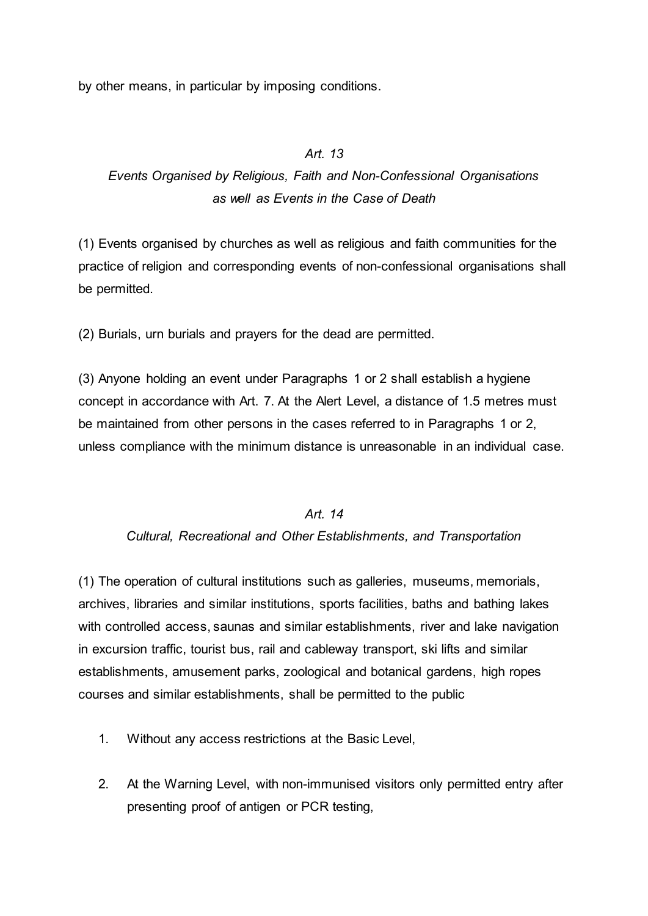by other means, in particular by imposing conditions.

### *Art. 13*
### *Events Organised by Religious, Faith and Non-Confessional Organisations as well as Events in the Case of Death*

(1) Events organised by churches as well as religious and faith communities for the practice of religion and corresponding events of non-confessional organisations shall be permitted.

(2) Burials, urn burials and prayers for the dead are permitted.

(3) Anyone holding an event under Paragraphs 1 or 2 shall establish a hygiene concept in accordance with Art. 7. At the Alert Level, a distance of 1.5 metres must be maintained from other persons in the cases referred to in Paragraphs 1 or 2, unless compliance with the minimum distance is unreasonable in an individual case.

### *Art. 14*
### *Cultural, Recreational and Other Establishments, and Transportation*

(1) The operation of cultural institutions such as galleries, museums, memorials, archives, libraries and similar institutions, sports facilities, baths and bathing lakes with controlled access, saunas and similar establishments, river and lake navigation in excursion traffic, tourist bus, rail and cableway transport, ski lifts and similar establishments, amusement parks, zoological and botanical gardens, high ropes courses and similar establishments, shall be permitted to the public

1. Without any access restrictions at the Basic Level,
2. At the Warning Level, with non-immunised visitors only permitted entry after presenting proof of antigen or PCR testing,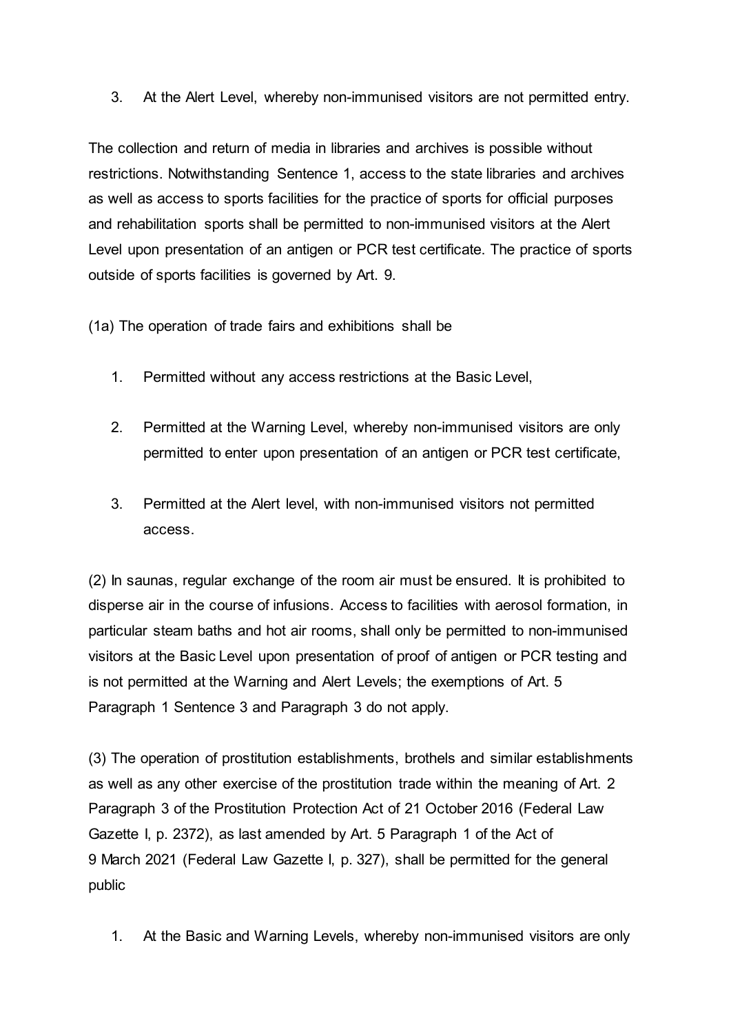3. At the Alert Level, whereby non-immunised visitors are not permitted entry.

The collection and return of media in libraries and archives is possible without restrictions. Notwithstanding Sentence 1, access to the state libraries and archives as well as access to sports facilities for the practice of sports for official purposes and rehabilitation sports shall be permitted to non-immunised visitors at the Alert Level upon presentation of an antigen or PCR test certificate. The practice of sports outside of sports facilities is governed by Art. 9.

(1a) The operation of trade fairs and exhibitions shall be

1. Permitted without any access restrictions at the Basic Level,
2. Permitted at the Warning Level, whereby non-immunised visitors are only permitted to enter upon presentation of an antigen or PCR test certificate,
3. Permitted at the Alert level, with non-immunised visitors not permitted access.

(2) In saunas, regular exchange of the room air must be ensured. It is prohibited to disperse air in the course of infusions. Access to facilities with aerosol formation, in particular steam baths and hot air rooms, shall only be permitted to non-immunised visitors at the Basic Level upon presentation of proof of antigen or PCR testing and is not permitted at the Warning and Alert Levels; the exemptions of Art. 5 Paragraph 1 Sentence 3 and Paragraph 3 do not apply.

(3) The operation of prostitution establishments, brothels and similar establishments as well as any other exercise of the prostitution trade within the meaning of Art. 2 Paragraph 3 of the Prostitution Protection Act of 21 October 2016 (Federal Law Gazette I, p. 2372), as last amended by Art. 5 Paragraph 1 of the Act of 9 March 2021 (Federal Law Gazette I, p. 327), shall be permitted for the general public

1. At the Basic and Warning Levels, whereby non-immunised visitors are only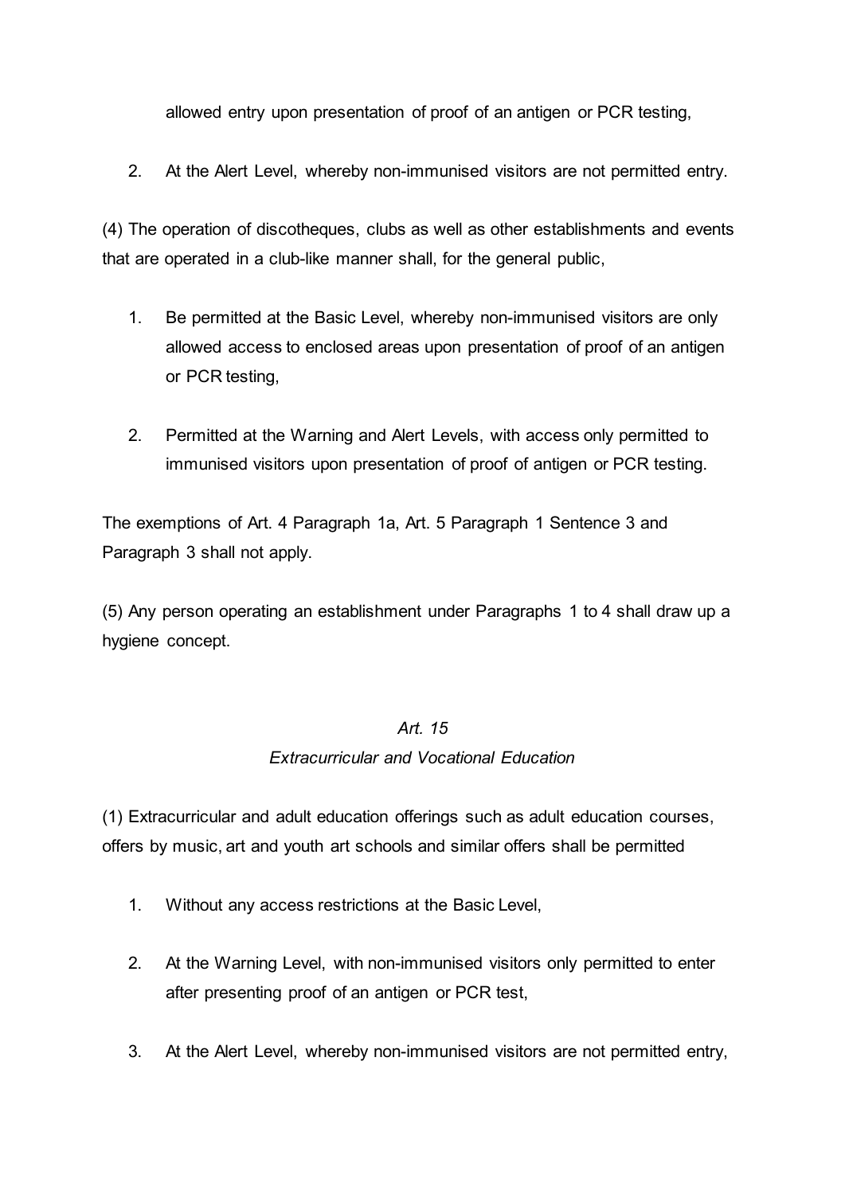allowed entry upon presentation of proof of an antigen or PCR testing,

2. At the Alert Level, whereby non-immunised visitors are not permitted entry.

(4) The operation of discotheques, clubs as well as other establishments and events that are operated in a club-like manner shall, for the general public,

1. Be permitted at the Basic Level, whereby non-immunised visitors are only allowed access to enclosed areas upon presentation of proof of an antigen or PCR testing,

2. Permitted at the Warning and Alert Levels, with access only permitted to immunised visitors upon presentation of proof of antigen or PCR testing.

The exemptions of Art. 4 Paragraph 1a, Art. 5 Paragraph 1 Sentence 3 and Paragraph 3 shall not apply.

(5) Any person operating an establishment under Paragraphs 1 to 4 shall draw up a hygiene concept.

## *Art. 15*
## *Extracurricular and Vocational Education*

(1) Extracurricular and adult education offerings such as adult education courses, offers by music, art and youth art schools and similar offers shall be permitted

1. Without any access restrictions at the Basic Level,

2. At the Warning Level, with non-immunised visitors only permitted to enter after presenting proof of an antigen or PCR test,

3. At the Alert Level, whereby non-immunised visitors are not permitted entry,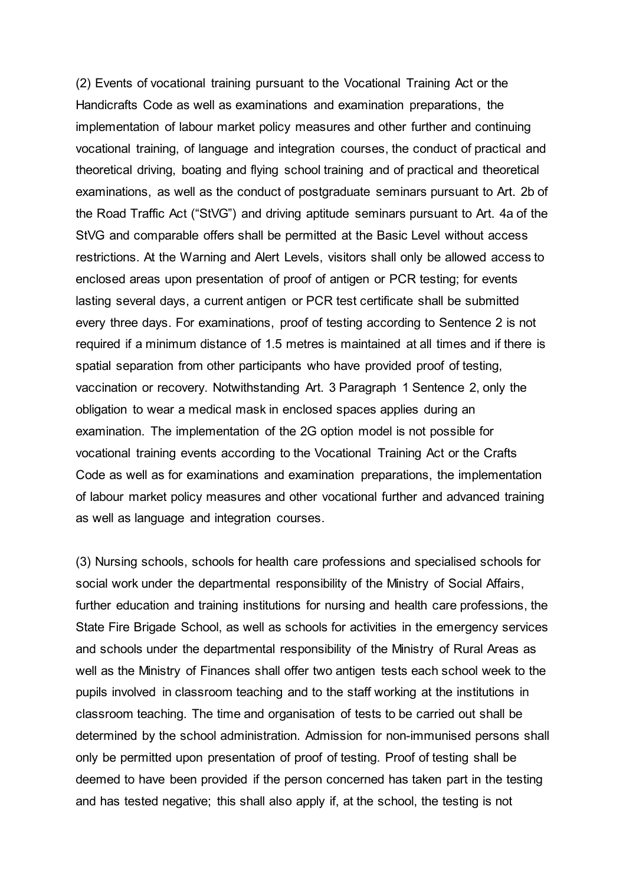(2) Events of vocational training pursuant to the Vocational Training Act or the Handicrafts Code as well as examinations and examination preparations, the implementation of labour market policy measures and other further and continuing vocational training, of language and integration courses, the conduct of practical and theoretical driving, boating and flying school training and of practical and theoretical examinations, as well as the conduct of postgraduate seminars pursuant to Art. 2b of the Road Traffic Act ("StVG") and driving aptitude seminars pursuant to Art. 4a of the StVG and comparable offers shall be permitted at the Basic Level without access restrictions. At the Warning and Alert Levels, visitors shall only be allowed access to enclosed areas upon presentation of proof of antigen or PCR testing; for events lasting several days, a current antigen or PCR test certificate shall be submitted every three days. For examinations, proof of testing according to Sentence 2 is not required if a minimum distance of 1.5 metres is maintained at all times and if there is spatial separation from other participants who have provided proof of testing, vaccination or recovery. Notwithstanding Art. 3 Paragraph 1 Sentence 2, only the obligation to wear a medical mask in enclosed spaces applies during an examination. The implementation of the 2G option model is not possible for vocational training events according to the Vocational Training Act or the Crafts Code as well as for examinations and examination preparations, the implementation of labour market policy measures and other vocational further and advanced training as well as language and integration courses.

(3) Nursing schools, schools for health care professions and specialised schools for social work under the departmental responsibility of the Ministry of Social Affairs, further education and training institutions for nursing and health care professions, the State Fire Brigade School, as well as schools for activities in the emergency services and schools under the departmental responsibility of the Ministry of Rural Areas as well as the Ministry of Finances shall offer two antigen tests each school week to the pupils involved in classroom teaching and to the staff working at the institutions in classroom teaching. The time and organisation of tests to be carried out shall be determined by the school administration. Admission for non-immunised persons shall only be permitted upon presentation of proof of testing. Proof of testing shall be deemed to have been provided if the person concerned has taken part in the testing and has tested negative; this shall also apply if, at the school, the testing is not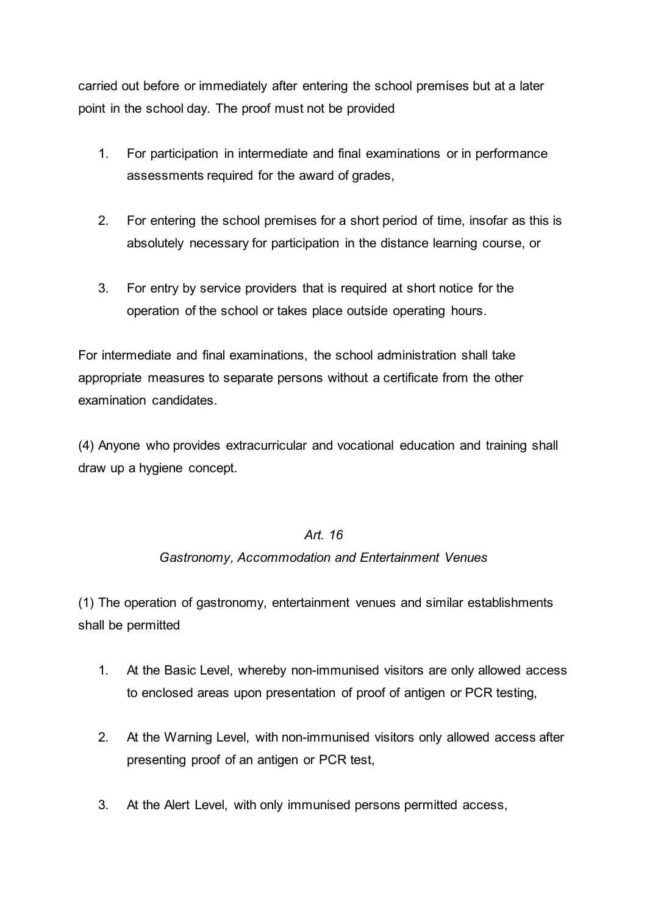carried out before or immediately after entering the school premises but at a later point in the school day. The proof must not be provided

1. For participation in intermediate and final examinations or in performance assessments required for the award of grades,

2. For entering the school premises for a short period of time, insofar as this is absolutely necessary for participation in the distance learning course, or

3. For entry by service providers that is required at short notice for the operation of the school or takes place outside operating hours.

For intermediate and final examinations, the school administration shall take appropriate measures to separate persons without a certificate from the other examination candidates.

(4) Anyone who provides extracurricular and vocational education and training shall draw up a hygiene concept.

### *Art. 16*

### *Gastronomy, Accommodation and Entertainment Venues*

(1) The operation of gastronomy, entertainment venues and similar establishments shall be permitted

1. At the Basic Level, whereby non-immunised visitors are only allowed access to enclosed areas upon presentation of proof of antigen or PCR testing,

2. At the Warning Level, with non-immunised visitors only allowed access after presenting proof of an antigen or PCR test,

3. At the Alert Level, with only immunised persons permitted access,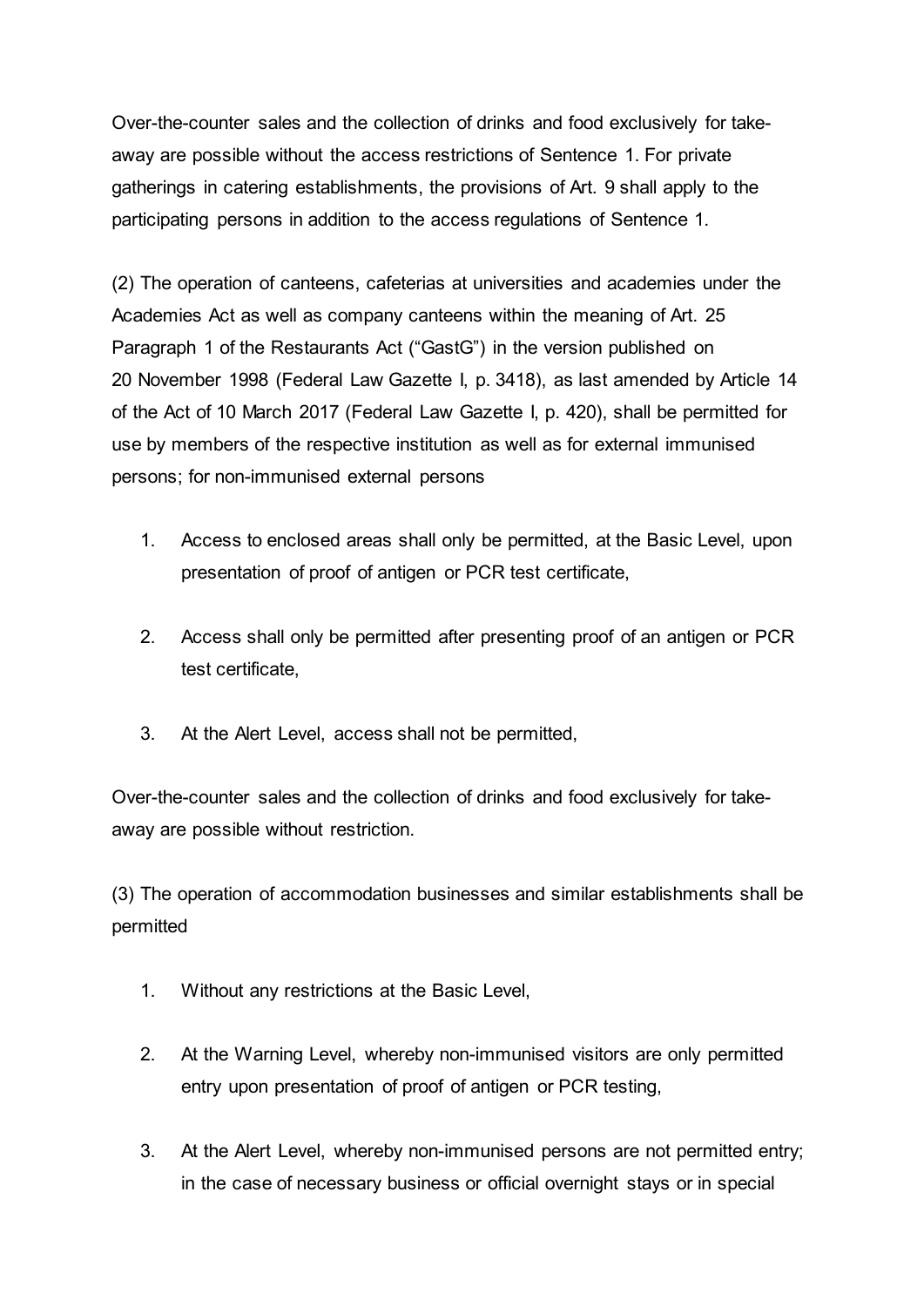Over-the-counter sales and the collection of drinks and food exclusively for take-away are possible without the access restrictions of Sentence 1. For private gatherings in catering establishments, the provisions of Art. 9 shall apply to the participating persons in addition to the access regulations of Sentence 1.

(2) The operation of canteens, cafeterias at universities and academies under the Academies Act as well as company canteens within the meaning of Art. 25 Paragraph 1 of the Restaurants Act ("GastG") in the version published on 20 November 1998 (Federal Law Gazette I, p. 3418), as last amended by Article 14 of the Act of 10 March 2017 (Federal Law Gazette I, p. 420), shall be permitted for use by members of the respective institution as well as for external immunised persons; for non-immunised external persons

1. Access to enclosed areas shall only be permitted, at the Basic Level, upon presentation of proof of antigen or PCR test certificate,
2. Access shall only be permitted after presenting proof of an antigen or PCR test certificate,
3. At the Alert Level, access shall not be permitted,

Over-the-counter sales and the collection of drinks and food exclusively for take-away are possible without restriction.

(3) The operation of accommodation businesses and similar establishments shall be permitted

1. Without any restrictions at the Basic Level,
2. At the Warning Level, whereby non-immunised visitors are only permitted entry upon presentation of proof of antigen or PCR testing,
3. At the Alert Level, whereby non-immunised persons are not permitted entry; in the case of necessary business or official overnight stays or in special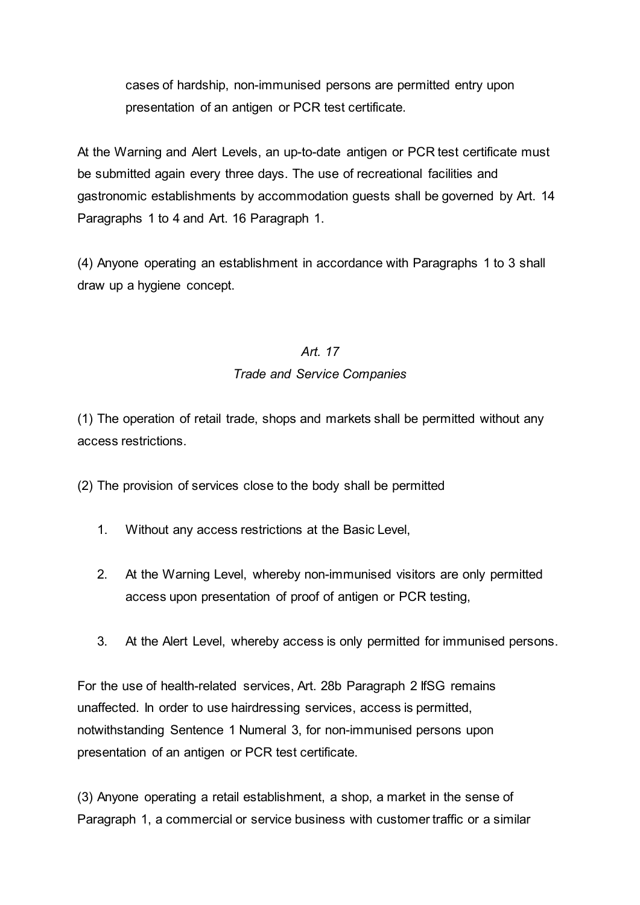cases of hardship, non-immunised persons are permitted entry upon presentation of an antigen or PCR test certificate.

At the Warning and Alert Levels, an up-to-date antigen or PCR test certificate must be submitted again every three days. The use of recreational facilities and gastronomic establishments by accommodation guests shall be governed by Art. 14 Paragraphs 1 to 4 and Art. 16 Paragraph 1.

(4) Anyone operating an establishment in accordance with Paragraphs 1 to 3 shall draw up a hygiene concept.

### *Art. 17*
### *Trade and Service Companies*

(1) The operation of retail trade, shops and markets shall be permitted without any access restrictions.

(2) The provision of services close to the body shall be permitted

1. Without any access restrictions at the Basic Level,
2. At the Warning Level, whereby non-immunised visitors are only permitted access upon presentation of proof of antigen or PCR testing,
3. At the Alert Level, whereby access is only permitted for immunised persons.

For the use of health-related services, Art. 28b Paragraph 2 IfSG remains unaffected. In order to use hairdressing services, access is permitted, notwithstanding Sentence 1 Numeral 3, for non-immunised persons upon presentation of an antigen or PCR test certificate.

(3) Anyone operating a retail establishment, a shop, a market in the sense of Paragraph 1, a commercial or service business with customer traffic or a similar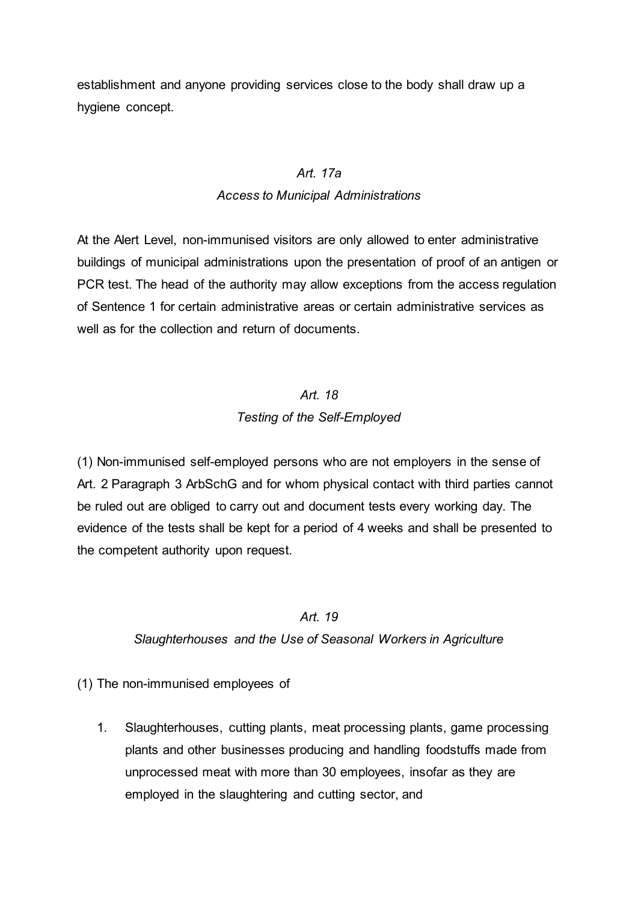establishment and anyone providing services close to the body shall draw up a hygiene concept.

*Art. 17a*

*Access to Municipal Administrations*

At the Alert Level, non-immunised visitors are only allowed to enter administrative buildings of municipal administrations upon the presentation of proof of an antigen or PCR test. The head of the authority may allow exceptions from the access regulation of Sentence 1 for certain administrative areas or certain administrative services as well as for the collection and return of documents.

*Art. 18*

*Testing of the Self-Employed*

(1) Non-immunised self-employed persons who are not employers in the sense of Art. 2 Paragraph 3 ArbSchG and for whom physical contact with third parties cannot be ruled out are obliged to carry out and document tests every working day. The evidence of the tests shall be kept for a period of 4 weeks and shall be presented to the competent authority upon request.

*Art. 19*

*Slaughterhouses and the Use of Seasonal Workers in Agriculture*

(1) The non-immunised employees of

1. Slaughterhouses, cutting plants, meat processing plants, game processing plants and other businesses producing and handling foodstuffs made from unprocessed meat with more than 30 employees, insofar as they are employed in the slaughtering and cutting sector, and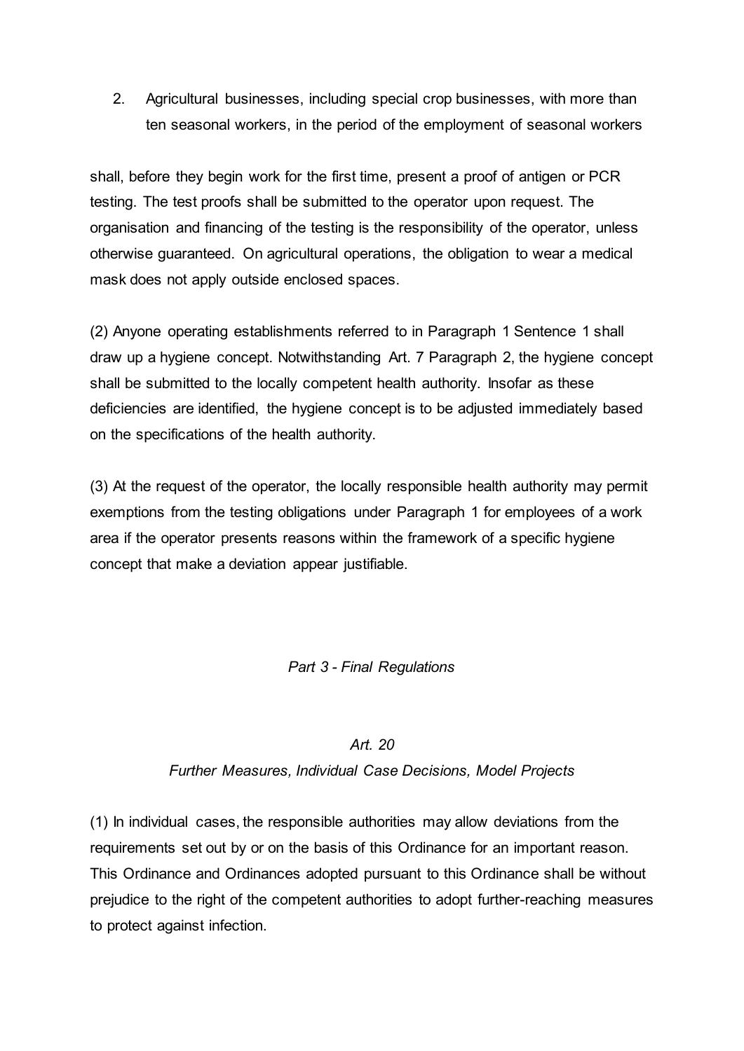2. Agricultural businesses, including special crop businesses, with more than ten seasonal workers, in the period of the employment of seasonal workers

shall, before they begin work for the first time, present a proof of antigen or PCR testing. The test proofs shall be submitted to the operator upon request. The organisation and financing of the testing is the responsibility of the operator, unless otherwise guaranteed. On agricultural operations, the obligation to wear a medical mask does not apply outside enclosed spaces.

(2) Anyone operating establishments referred to in Paragraph 1 Sentence 1 shall draw up a hygiene concept. Notwithstanding Art. 7 Paragraph 2, the hygiene concept shall be submitted to the locally competent health authority. Insofar as these deficiencies are identified, the hygiene concept is to be adjusted immediately based on the specifications of the health authority.

(3) At the request of the operator, the locally responsible health authority may permit exemptions from the testing obligations under Paragraph 1 for employees of a work area if the operator presents reasons within the framework of a specific hygiene concept that make a deviation appear justifiable.

## *Part 3 - Final Regulations*

### *Art. 20*
### *Further Measures, Individual Case Decisions, Model Projects*

(1) In individual cases, the responsible authorities may allow deviations from the requirements set out by or on the basis of this Ordinance for an important reason. This Ordinance and Ordinances adopted pursuant to this Ordinance shall be without prejudice to the right of the competent authorities to adopt further-reaching measures to protect against infection.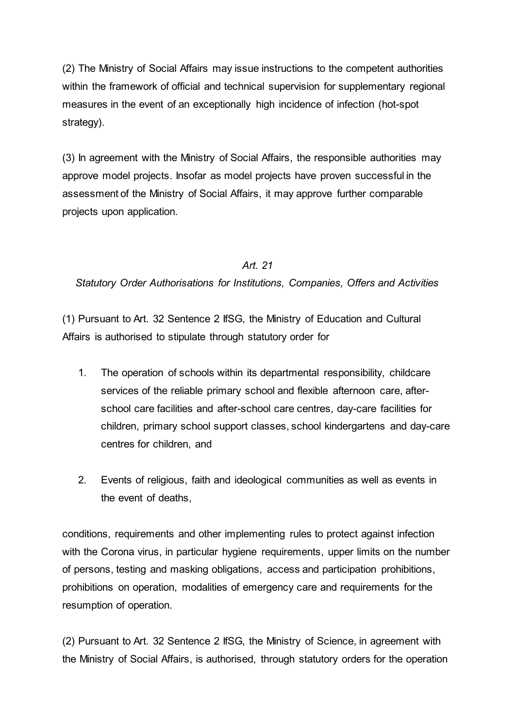(2) The Ministry of Social Affairs may issue instructions to the competent authorities within the framework of official and technical supervision for supplementary regional measures in the event of an exceptionally high incidence of infection (hot-spot strategy).

(3) In agreement with the Ministry of Social Affairs, the responsible authorities may approve model projects. Insofar as model projects have proven successful in the assessment of the Ministry of Social Affairs, it may approve further comparable projects upon application.

### *Art. 21*
### *Statutory Order Authorisations for Institutions, Companies, Offers and Activities*

(1) Pursuant to Art. 32 Sentence 2 IfSG, the Ministry of Education and Cultural Affairs is authorised to stipulate through statutory order for

1. The operation of schools within its departmental responsibility, childcare services of the reliable primary school and flexible afternoon care, after-school care facilities and after-school care centres, day-care facilities for children, primary school support classes, school kindergartens and day-care centres for children, and

2. Events of religious, faith and ideological communities as well as events in the event of deaths,

conditions, requirements and other implementing rules to protect against infection with the Corona virus, in particular hygiene requirements, upper limits on the number of persons, testing and masking obligations, access and participation prohibitions, prohibitions on operation, modalities of emergency care and requirements for the resumption of operation.

(2) Pursuant to Art. 32 Sentence 2 IfSG, the Ministry of Science, in agreement with the Ministry of Social Affairs, is authorised, through statutory orders for the operation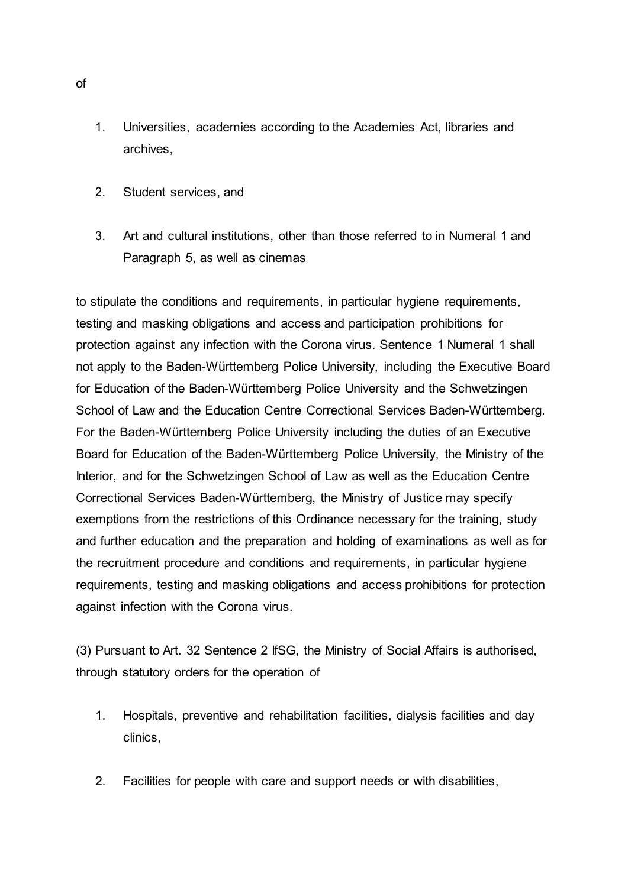of

1. Universities, academies according to the Academies Act, libraries and archives,

2. Student services, and

3. Art and cultural institutions, other than those referred to in Numeral 1 and Paragraph 5, as well as cinemas

to stipulate the conditions and requirements, in particular hygiene requirements, testing and masking obligations and access and participation prohibitions for protection against any infection with the Corona virus. Sentence 1 Numeral 1 shall not apply to the Baden-Württemberg Police University, including the Executive Board for Education of the Baden-Württemberg Police University and the Schwetzingen School of Law and the Education Centre Correctional Services Baden-Württemberg. For the Baden-Württemberg Police University including the duties of an Executive Board for Education of the Baden-Württemberg Police University, the Ministry of the Interior, and for the Schwetzingen School of Law as well as the Education Centre Correctional Services Baden-Württemberg, the Ministry of Justice may specify exemptions from the restrictions of this Ordinance necessary for the training, study and further education and the preparation and holding of examinations as well as for the recruitment procedure and conditions and requirements, in particular hygiene requirements, testing and masking obligations and access prohibitions for protection against infection with the Corona virus.

(3) Pursuant to Art. 32 Sentence 2 IfSG, the Ministry of Social Affairs is authorised, through statutory orders for the operation of

1. Hospitals, preventive and rehabilitation facilities, dialysis facilities and day clinics,

2. Facilities for people with care and support needs or with disabilities,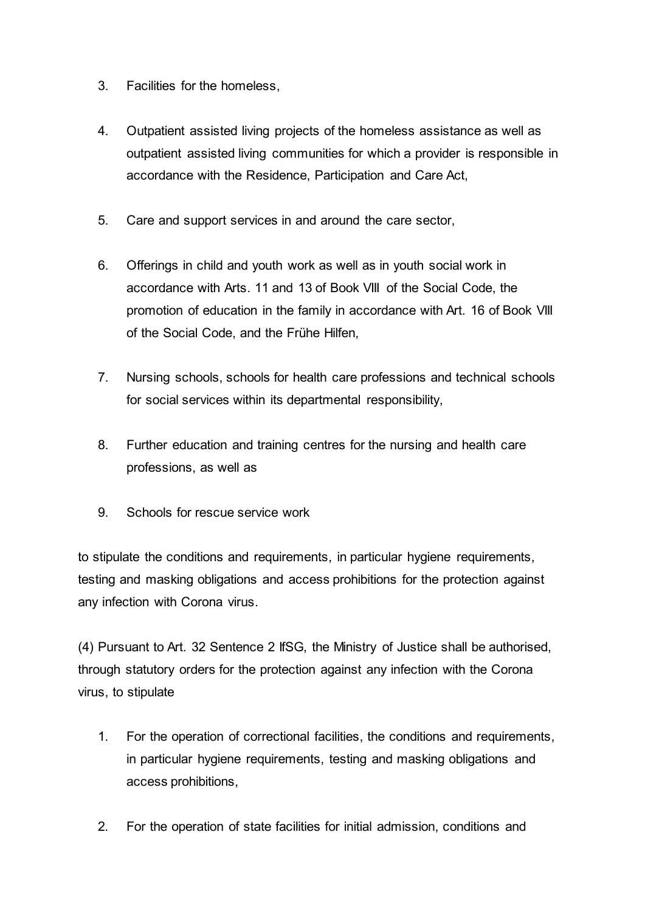3. Facilities for the homeless,

4. Outpatient assisted living projects of the homeless assistance as well as outpatient assisted living communities for which a provider is responsible in accordance with the Residence, Participation and Care Act,

5. Care and support services in and around the care sector,

6. Offerings in child and youth work as well as in youth social work in accordance with Arts. 11 and 13 of Book VIII of the Social Code, the promotion of education in the family in accordance with Art. 16 of Book VIII of the Social Code, and the Frühe Hilfen,

7. Nursing schools, schools for health care professions and technical schools for social services within its departmental responsibility,

8. Further education and training centres for the nursing and health care professions, as well as

9. Schools for rescue service work

to stipulate the conditions and requirements, in particular hygiene requirements, testing and masking obligations and access prohibitions for the protection against any infection with Corona virus.

(4) Pursuant to Art. 32 Sentence 2 IfSG, the Ministry of Justice shall be authorised, through statutory orders for the protection against any infection with the Corona virus, to stipulate

1. For the operation of correctional facilities, the conditions and requirements, in particular hygiene requirements, testing and masking obligations and access prohibitions,

2. For the operation of state facilities for initial admission, conditions and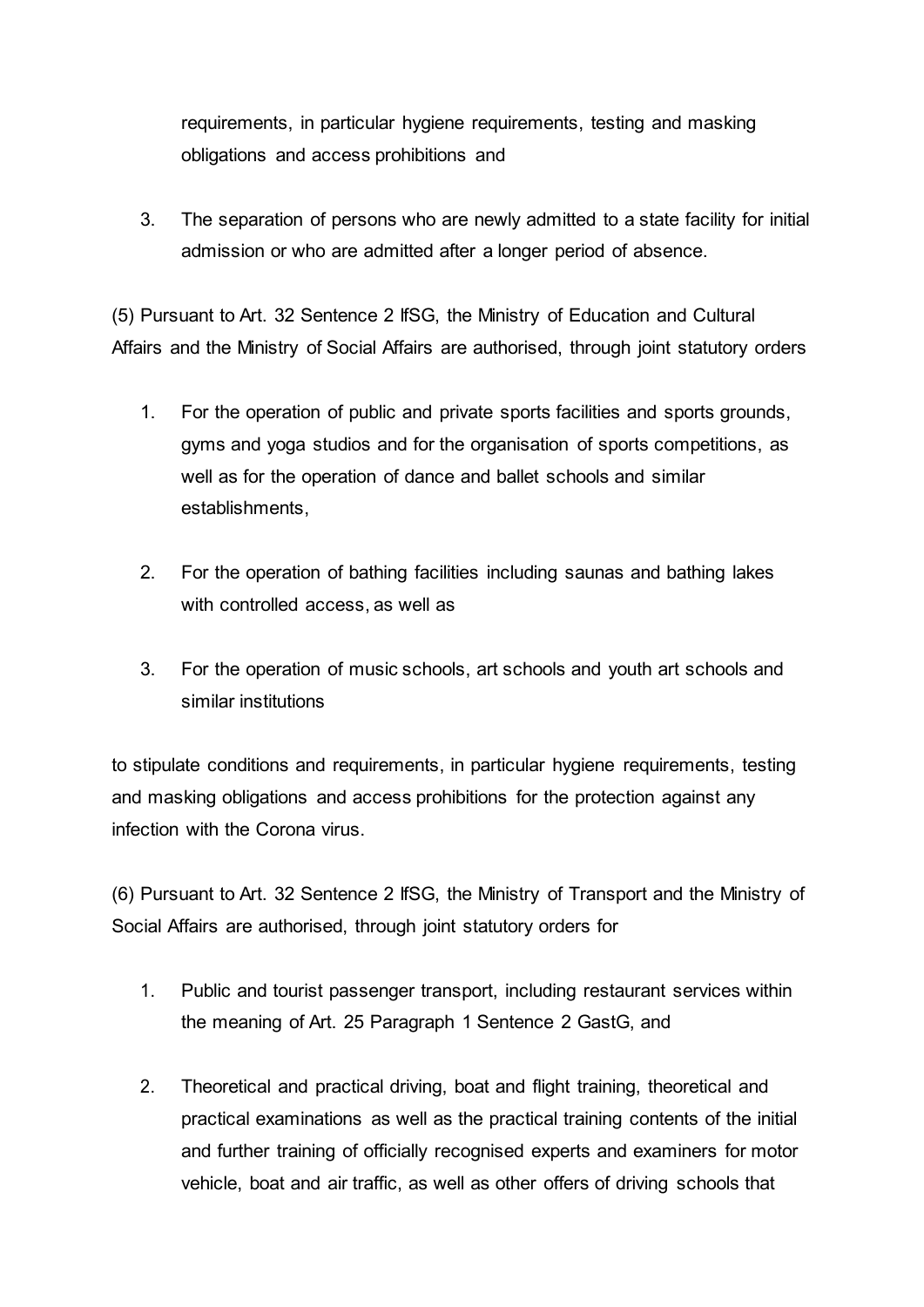requirements, in particular hygiene requirements, testing and masking obligations and access prohibitions and

3. The separation of persons who are newly admitted to a state facility for initial admission or who are admitted after a longer period of absence.

(5) Pursuant to Art. 32 Sentence 2 IfSG, the Ministry of Education and Cultural Affairs and the Ministry of Social Affairs are authorised, through joint statutory orders

1. For the operation of public and private sports facilities and sports grounds, gyms and yoga studios and for the organisation of sports competitions, as well as for the operation of dance and ballet schools and similar establishments,
2. For the operation of bathing facilities including saunas and bathing lakes with controlled access, as well as
3. For the operation of music schools, art schools and youth art schools and similar institutions

to stipulate conditions and requirements, in particular hygiene requirements, testing and masking obligations and access prohibitions for the protection against any infection with the Corona virus.

(6) Pursuant to Art. 32 Sentence 2 IfSG, the Ministry of Transport and the Ministry of Social Affairs are authorised, through joint statutory orders for

1. Public and tourist passenger transport, including restaurant services within the meaning of Art. 25 Paragraph 1 Sentence 2 GastG, and
2. Theoretical and practical driving, boat and flight training, theoretical and practical examinations as well as the practical training contents of the initial and further training of officially recognised experts and examiners for motor vehicle, boat and air traffic, as well as other offers of driving schools that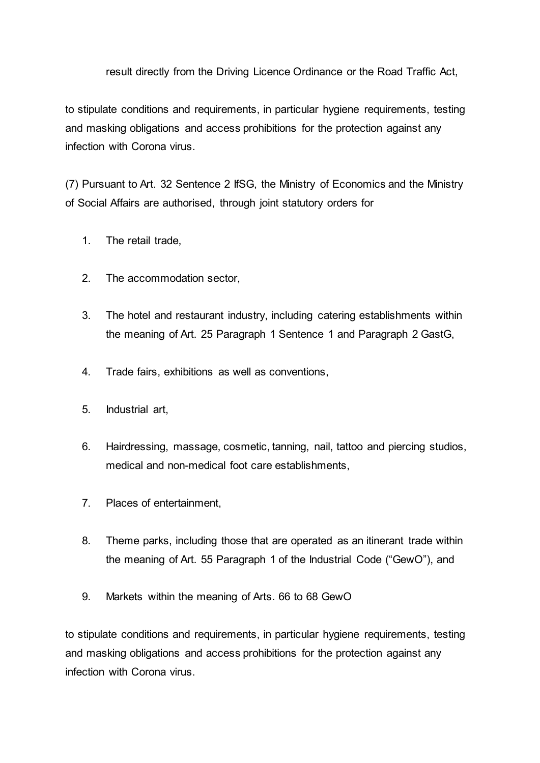result directly from the Driving Licence Ordinance or the Road Traffic Act,

to stipulate conditions and requirements, in particular hygiene requirements, testing and masking obligations and access prohibitions for the protection against any infection with Corona virus.

(7) Pursuant to Art. 32 Sentence 2 IfSG, the Ministry of Economics and the Ministry of Social Affairs are authorised, through joint statutory orders for

1. The retail trade,
2. The accommodation sector,
3. The hotel and restaurant industry, including catering establishments within the meaning of Art. 25 Paragraph 1 Sentence 1 and Paragraph 2 GastG,
4. Trade fairs, exhibitions as well as conventions,
5. Industrial art,
6. Hairdressing, massage, cosmetic, tanning, nail, tattoo and piercing studios, medical and non-medical foot care establishments,
7. Places of entertainment,
8. Theme parks, including those that are operated as an itinerant trade within the meaning of Art. 55 Paragraph 1 of the Industrial Code ("GewO"), and
9. Markets within the meaning of Arts. 66 to 68 GewO

to stipulate conditions and requirements, in particular hygiene requirements, testing and masking obligations and access prohibitions for the protection against any infection with Corona virus.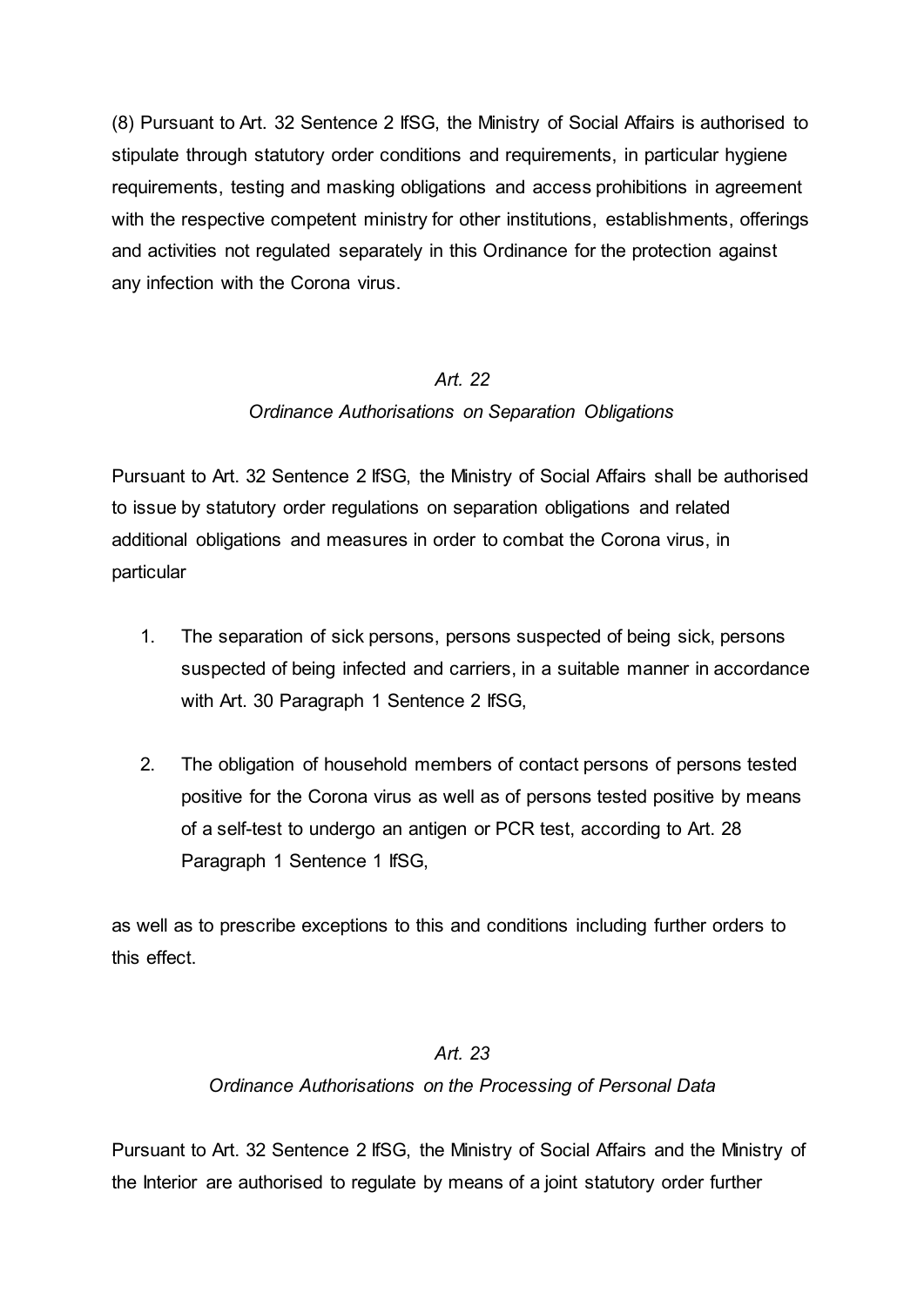(8) Pursuant to Art. 32 Sentence 2 IfSG, the Ministry of Social Affairs is authorised to stipulate through statutory order conditions and requirements, in particular hygiene requirements, testing and masking obligations and access prohibitions in agreement with the respective competent ministry for other institutions, establishments, offerings and activities not regulated separately in this Ordinance for the protection against any infection with the Corona virus.

### *Art. 22*
### *Ordinance Authorisations on Separation Obligations*

Pursuant to Art. 32 Sentence 2 IfSG, the Ministry of Social Affairs shall be authorised to issue by statutory order regulations on separation obligations and related additional obligations and measures in order to combat the Corona virus, in particular

1. The separation of sick persons, persons suspected of being sick, persons suspected of being infected and carriers, in a suitable manner in accordance with Art. 30 Paragraph 1 Sentence 2 IfSG,

2. The obligation of household members of contact persons of persons tested positive for the Corona virus as well as of persons tested positive by means of a self-test to undergo an antigen or PCR test, according to Art. 28 Paragraph 1 Sentence 1 IfSG,

as well as to prescribe exceptions to this and conditions including further orders to this effect.

### *Art. 23*
### *Ordinance Authorisations on the Processing of Personal Data*

Pursuant to Art. 32 Sentence 2 IfSG, the Ministry of Social Affairs and the Ministry of the Interior are authorised to regulate by means of a joint statutory order further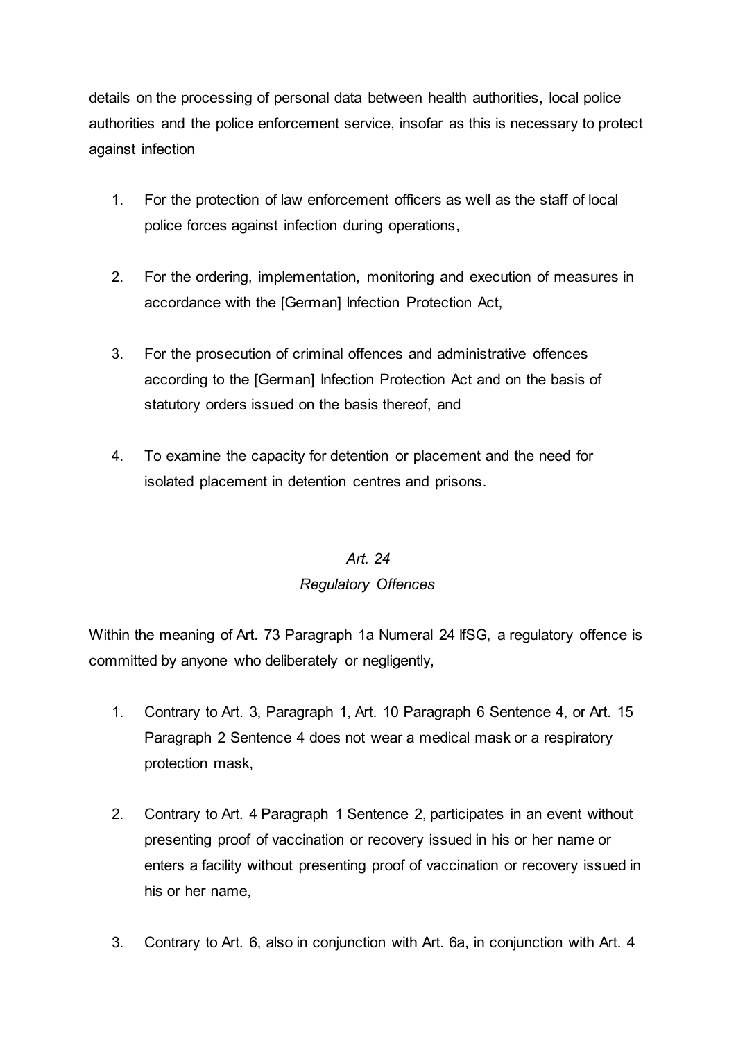details on the processing of personal data between health authorities, local police authorities and the police enforcement service, insofar as this is necessary to protect against infection

1. For the protection of law enforcement officers as well as the staff of local police forces against infection during operations,

2. For the ordering, implementation, monitoring and execution of measures in accordance with the [German] Infection Protection Act,

3. For the prosecution of criminal offences and administrative offences according to the [German] Infection Protection Act and on the basis of statutory orders issued on the basis thereof, and

4. To examine the capacity for detention or placement and the need for isolated placement in detention centres and prisons.

### *Art. 24*
### *Regulatory Offences*

Within the meaning of Art. 73 Paragraph 1a Numeral 24 IfSG, a regulatory offence is committed by anyone who deliberately or negligently,

1. Contrary to Art. 3, Paragraph 1, Art. 10 Paragraph 6 Sentence 4, or Art. 15 Paragraph 2 Sentence 4 does not wear a medical mask or a respiratory protection mask,

2. Contrary to Art. 4 Paragraph 1 Sentence 2, participates in an event without presenting proof of vaccination or recovery issued in his or her name or enters a facility without presenting proof of vaccination or recovery issued in his or her name,

3. Contrary to Art. 6, also in conjunction with Art. 6a, in conjunction with Art. 4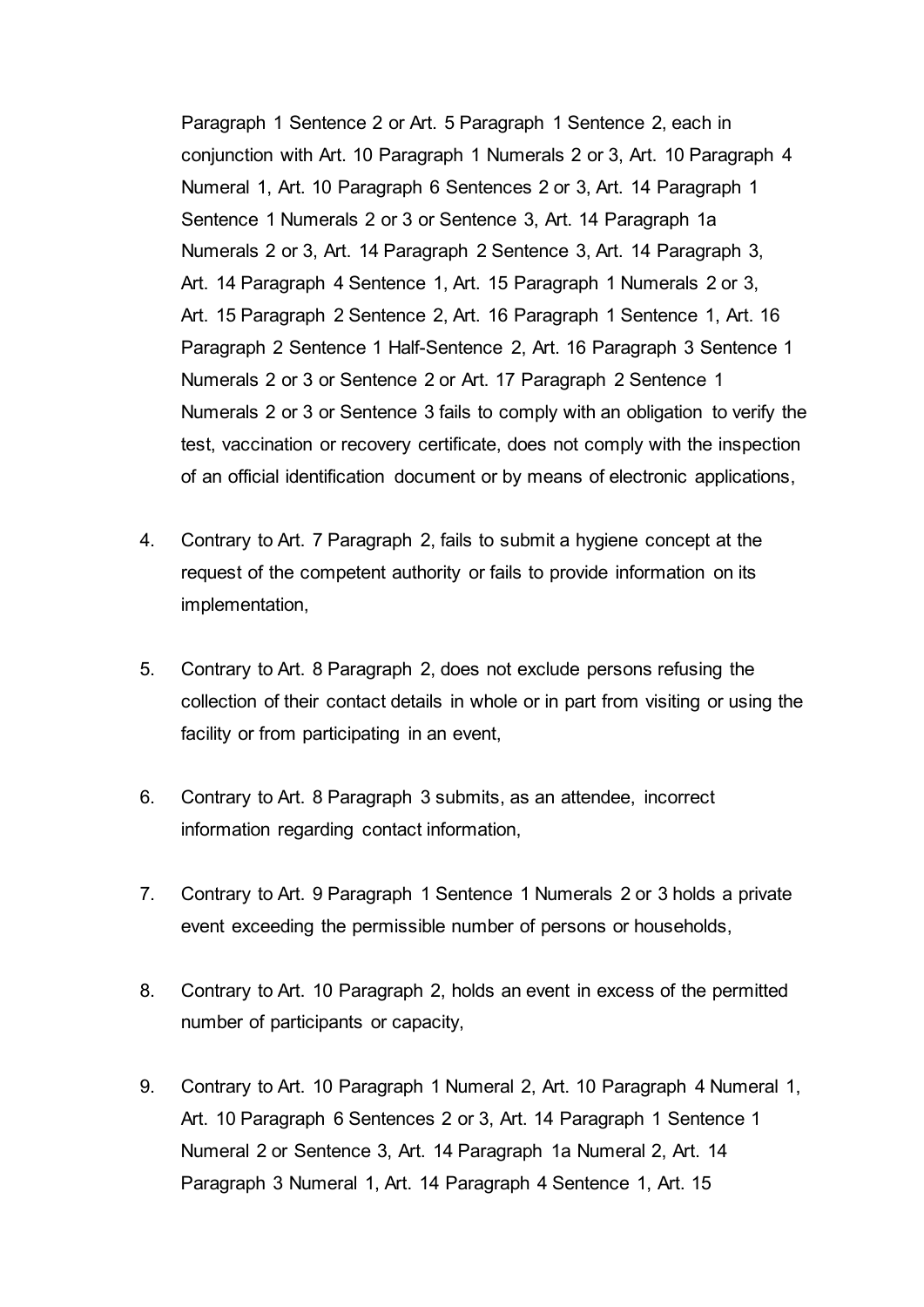Paragraph 1 Sentence 2 or Art. 5 Paragraph 1 Sentence 2, each in conjunction with Art. 10 Paragraph 1 Numerals 2 or 3, Art. 10 Paragraph 4 Numeral 1, Art. 10 Paragraph 6 Sentences 2 or 3, Art. 14 Paragraph 1 Sentence 1 Numerals 2 or 3 or Sentence 3, Art. 14 Paragraph 1a Numerals 2 or 3, Art. 14 Paragraph 2 Sentence 3, Art. 14 Paragraph 3, Art. 14 Paragraph 4 Sentence 1, Art. 15 Paragraph 1 Numerals 2 or 3, Art. 15 Paragraph 2 Sentence 2, Art. 16 Paragraph 1 Sentence 1, Art. 16 Paragraph 2 Sentence 1 Half-Sentence 2, Art. 16 Paragraph 3 Sentence 1 Numerals 2 or 3 or Sentence 2 or Art. 17 Paragraph 2 Sentence 1 Numerals 2 or 3 or Sentence 3 fails to comply with an obligation to verify the test, vaccination or recovery certificate, does not comply with the inspection of an official identification document or by means of electronic applications,

4. Contrary to Art. 7 Paragraph 2, fails to submit a hygiene concept at the request of the competent authority or fails to provide information on its implementation,

5. Contrary to Art. 8 Paragraph 2, does not exclude persons refusing the collection of their contact details in whole or in part from visiting or using the facility or from participating in an event,

6. Contrary to Art. 8 Paragraph 3 submits, as an attendee, incorrect information regarding contact information,

7. Contrary to Art. 9 Paragraph 1 Sentence 1 Numerals 2 or 3 holds a private event exceeding the permissible number of persons or households,

8. Contrary to Art. 10 Paragraph 2, holds an event in excess of the permitted number of participants or capacity,

9. Contrary to Art. 10 Paragraph 1 Numeral 2, Art. 10 Paragraph 4 Numeral 1, Art. 10 Paragraph 6 Sentences 2 or 3, Art. 14 Paragraph 1 Sentence 1 Numeral 2 or Sentence 3, Art. 14 Paragraph 1a Numeral 2, Art. 14 Paragraph 3 Numeral 1, Art. 14 Paragraph 4 Sentence 1, Art. 15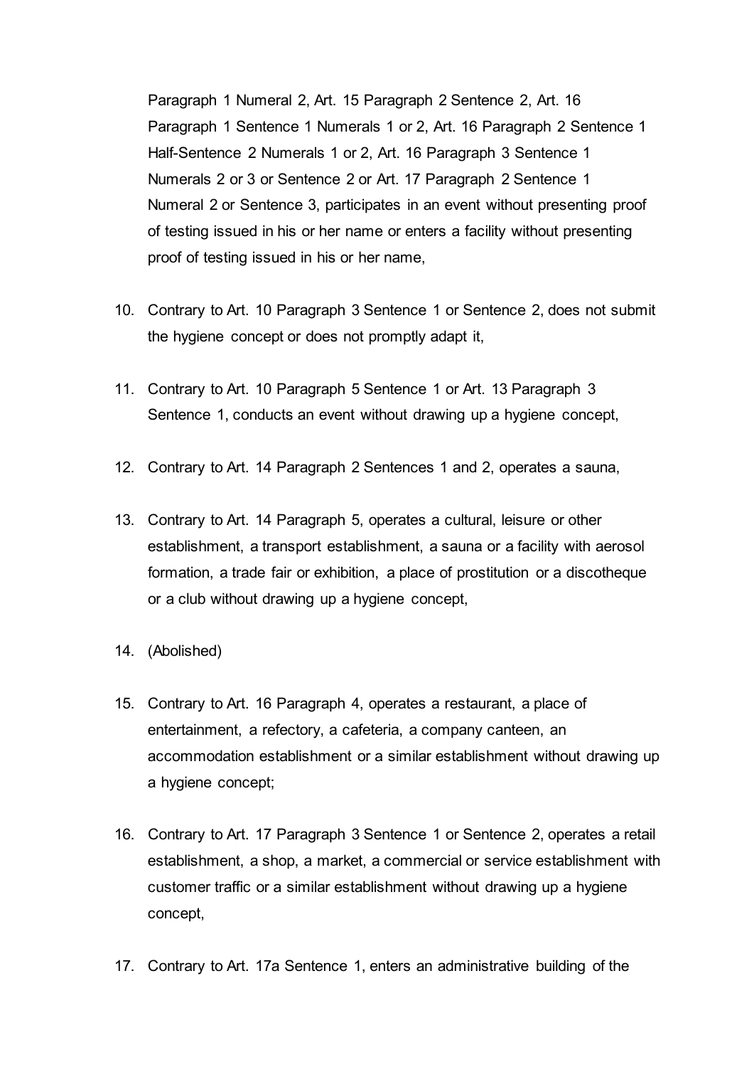Paragraph 1 Numeral 2, Art. 15 Paragraph 2 Sentence 2, Art. 16 Paragraph 1 Sentence 1 Numerals 1 or 2, Art. 16 Paragraph 2 Sentence 1 Half-Sentence 2 Numerals 1 or 2, Art. 16 Paragraph 3 Sentence 1 Numerals 2 or 3 or Sentence 2 or Art. 17 Paragraph 2 Sentence 1 Numeral 2 or Sentence 3, participates in an event without presenting proof of testing issued in his or her name or enters a facility without presenting proof of testing issued in his or her name,

10. Contrary to Art. 10 Paragraph 3 Sentence 1 or Sentence 2, does not submit the hygiene concept or does not promptly adapt it,

11. Contrary to Art. 10 Paragraph 5 Sentence 1 or Art. 13 Paragraph 3 Sentence 1, conducts an event without drawing up a hygiene concept,

12. Contrary to Art. 14 Paragraph 2 Sentences 1 and 2, operates a sauna,

13. Contrary to Art. 14 Paragraph 5, operates a cultural, leisure or other establishment, a transport establishment, a sauna or a facility with aerosol formation, a trade fair or exhibition, a place of prostitution or a discotheque or a club without drawing up a hygiene concept,

14. (Abolished)

15. Contrary to Art. 16 Paragraph 4, operates a restaurant, a place of entertainment, a refectory, a cafeteria, a company canteen, an accommodation establishment or a similar establishment without drawing up a hygiene concept;

16. Contrary to Art. 17 Paragraph 3 Sentence 1 or Sentence 2, operates a retail establishment, a shop, a market, a commercial or service establishment with customer traffic or a similar establishment without drawing up a hygiene concept,

17. Contrary to Art. 17a Sentence 1, enters an administrative building of the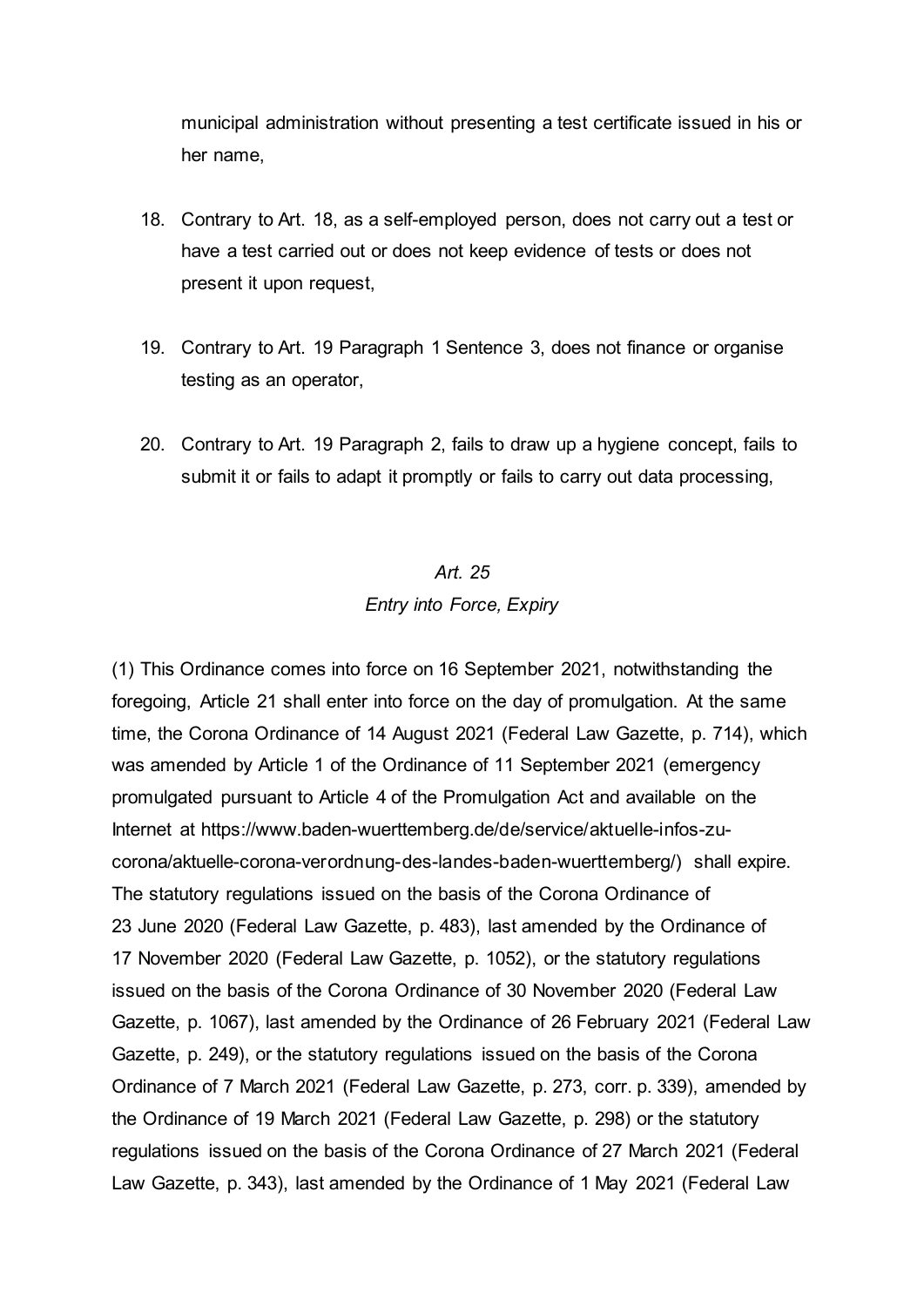municipal administration without presenting a test certificate issued in his or her name,

18. Contrary to Art. 18, as a self-employed person, does not carry out a test or have a test carried out or does not keep evidence of tests or does not present it upon request,

19. Contrary to Art. 19 Paragraph 1 Sentence 3, does not finance or organise testing as an operator,

20. Contrary to Art. 19 Paragraph 2, fails to draw up a hygiene concept, fails to submit it or fails to adapt it promptly or fails to carry out data processing,

*Art. 25*
*Entry into Force, Expiry*

(1) This Ordinance comes into force on 16 September 2021, notwithstanding the foregoing, Article 21 shall enter into force on the day of promulgation. At the same time, the Corona Ordinance of 14 August 2021 (Federal Law Gazette, p. 714), which was amended by Article 1 of the Ordinance of 11 September 2021 (emergency promulgated pursuant to Article 4 of the Promulgation Act and available on the Internet at https://www.baden-wuerttemberg.de/de/service/aktuelle-infos-zu-corona/aktuelle-corona-verordnung-des-landes-baden-wuerttemberg/) shall expire. The statutory regulations issued on the basis of the Corona Ordinance of 23 June 2020 (Federal Law Gazette, p. 483), last amended by the Ordinance of 17 November 2020 (Federal Law Gazette, p. 1052), or the statutory regulations issued on the basis of the Corona Ordinance of 30 November 2020 (Federal Law Gazette, p. 1067), last amended by the Ordinance of 26 February 2021 (Federal Law Gazette, p. 249), or the statutory regulations issued on the basis of the Corona Ordinance of 7 March 2021 (Federal Law Gazette, p. 273, corr. p. 339), amended by the Ordinance of 19 March 2021 (Federal Law Gazette, p. 298) or the statutory regulations issued on the basis of the Corona Ordinance of 27 March 2021 (Federal Law Gazette, p. 343), last amended by the Ordinance of 1 May 2021 (Federal Law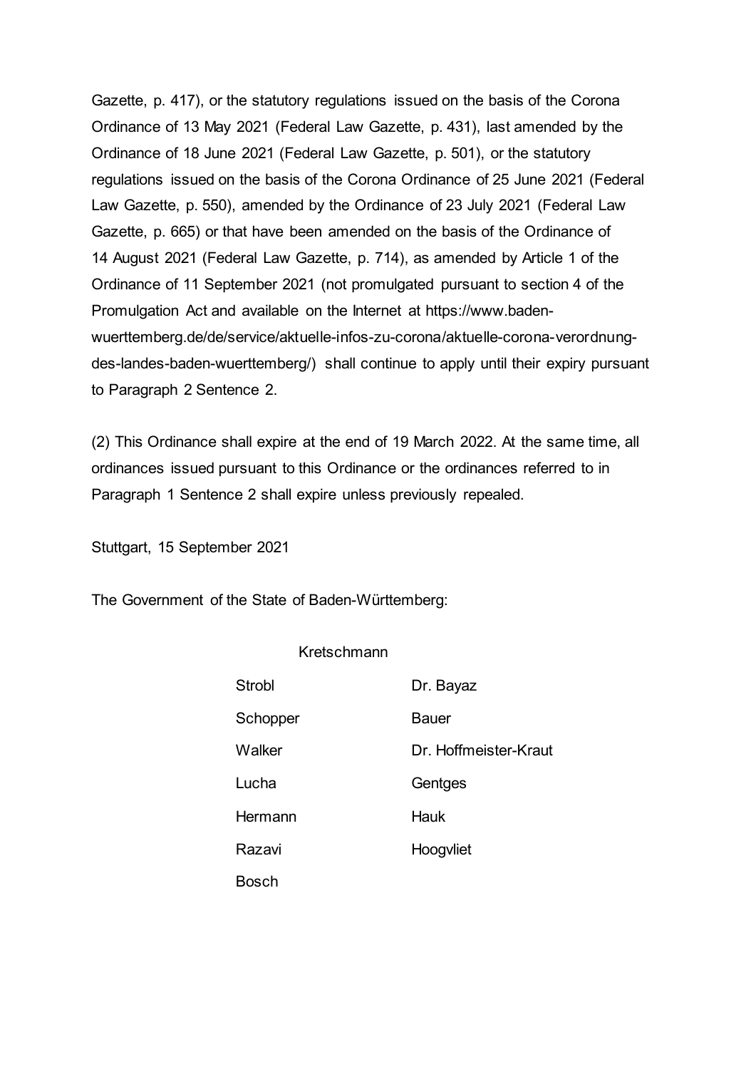Gazette, p. 417), or the statutory regulations issued on the basis of the Corona Ordinance of 13 May 2021 (Federal Law Gazette, p. 431), last amended by the Ordinance of 18 June 2021 (Federal Law Gazette, p. 501), or the statutory regulations issued on the basis of the Corona Ordinance of 25 June 2021 (Federal Law Gazette, p. 550), amended by the Ordinance of 23 July 2021 (Federal Law Gazette, p. 665) or that have been amended on the basis of the Ordinance of 14 August 2021 (Federal Law Gazette, p. 714), as amended by Article 1 of the Ordinance of 11 September 2021 (not promulgated pursuant to section 4 of the Promulgation Act and available on the Internet at https://www.baden-wuerttemberg.de/de/service/aktuelle-infos-zu-corona/aktuelle-corona-verordnung-des-landes-baden-wuerttemberg/) shall continue to apply until their expiry pursuant to Paragraph 2 Sentence 2.

(2) This Ordinance shall expire at the end of 19 March 2022. At the same time, all ordinances issued pursuant to this Ordinance or the ordinances referred to in Paragraph 1 Sentence 2 shall expire unless previously repealed.

Stuttgart, 15 September 2021

The Government of the State of Baden-Württemberg:

Kretschmann

| | |
|---|---|
| Strobl | Dr. Bayaz |
| Schopper | Bauer |
| Walker | Dr. Hoffmeister-Kraut |
| Lucha | Gentges |
| Hermann | Hauk |
| Razavi | Hoogvliet |
| Bosch | |